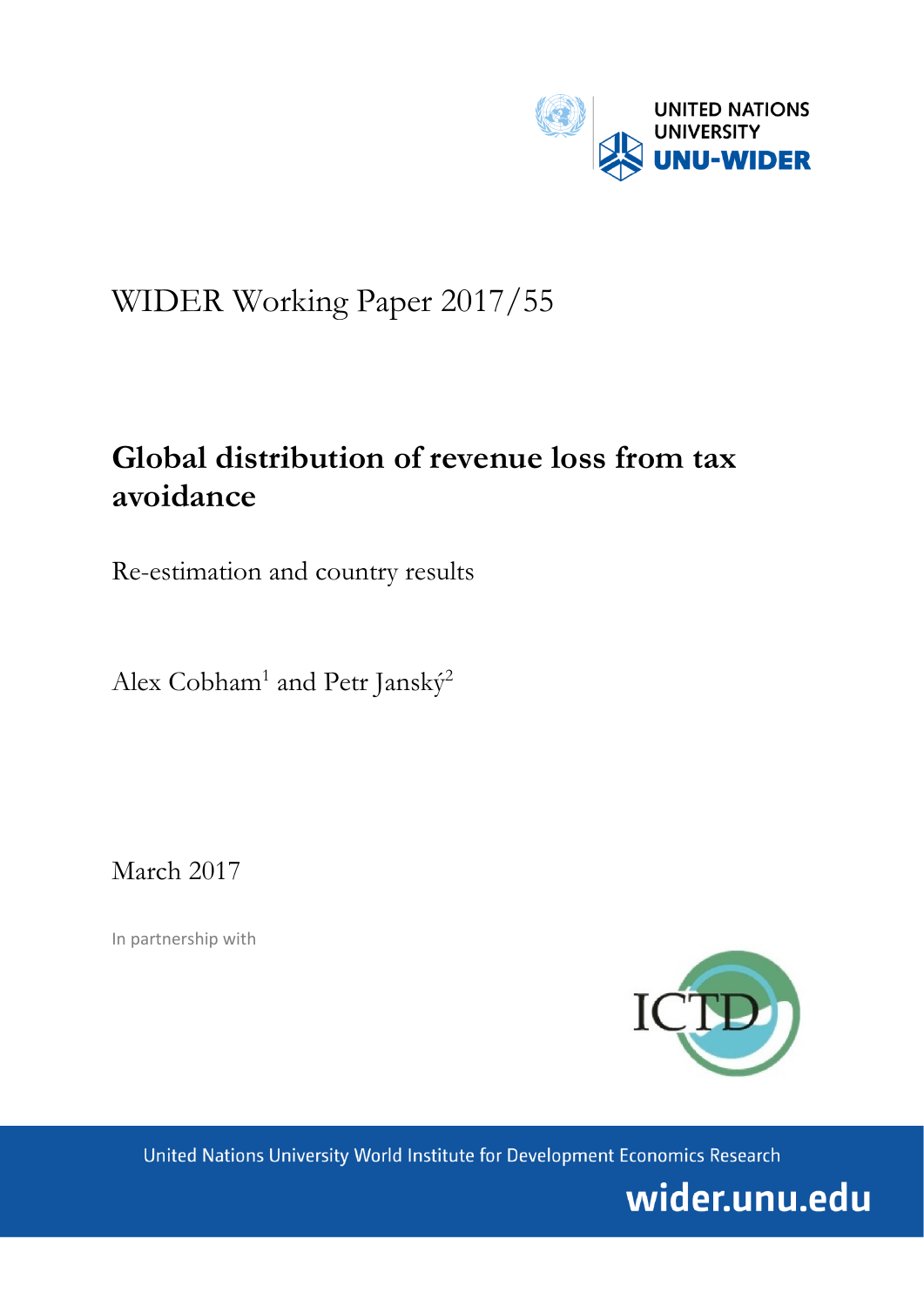UNITED NATIONS UNIVERSITY
UNU-WIDER

WIDER Working Paper 2017/55

# Global distribution of revenue loss from tax avoidance

Re-estimation and country results

Alex Cobham[1] and Petr Janský[2]

March 2017

In partnership with

ICTD

United Nations University World Institute for Development Economics Research

wider.unu.edu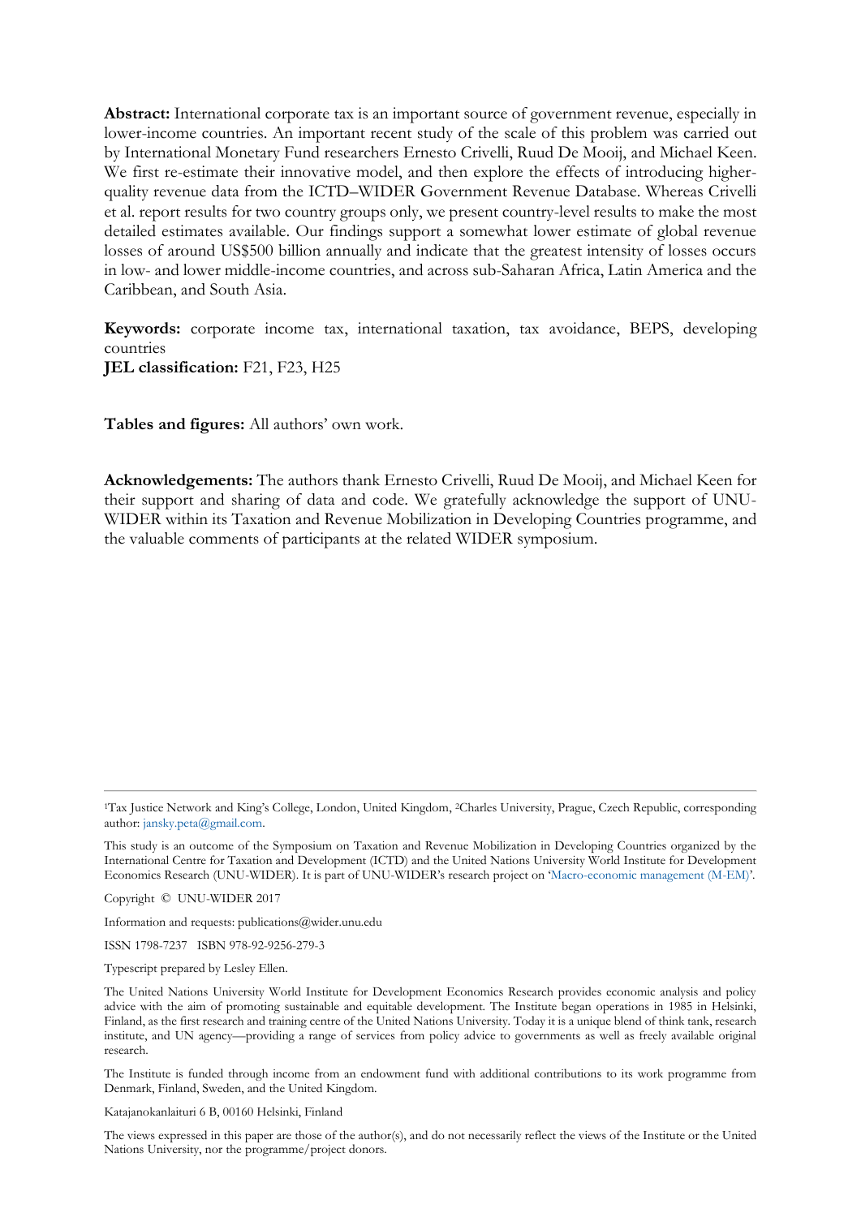**Abstract:** International corporate tax is an important source of government revenue, especially in lower-income countries. An important recent study of the scale of this problem was carried out by International Monetary Fund researchers Ernesto Crivelli, Ruud De Mooij, and Michael Keen. We first re-estimate their innovative model, and then explore the effects of introducing higher-quality revenue data from the ICTD–WIDER Government Revenue Database. Whereas Crivelli et al. report results for two country groups only, we present country-level results to make the most detailed estimates available. Our findings support a somewhat lower estimate of global revenue losses of around US$500 billion annually and indicate that the greatest intensity of losses occurs in low- and lower middle-income countries, and across sub-Saharan Africa, Latin America and the Caribbean, and South Asia.

**Keywords:** corporate income tax, international taxation, tax avoidance, BEPS, developing countries

**JEL classification:** F21, F23, H25

**Tables and figures:** All authors' own work.

**Acknowledgements:** The authors thank Ernesto Crivelli, Ruud De Mooij, and Michael Keen for their support and sharing of data and code. We gratefully acknowledge the support of UNU-WIDER within its Taxation and Revenue Mobilization in Developing Countries programme, and the valuable comments of participants at the related WIDER symposium.

---

[1]Tax Justice Network and King's College, London, United Kingdom, [2]Charles University, Prague, Czech Republic, corresponding author: jansky.peta@gmail.com.

This study is an outcome of the Symposium on Taxation and Revenue Mobilization in Developing Countries organized by the International Centre for Taxation and Development (ICTD) and the United Nations University World Institute for Development Economics Research (UNU-WIDER). It is part of UNU-WIDER's research project on 'Macro-economic management (M-EM)'.

Copyright © UNU-WIDER 2017

Information and requests: publications@wider.unu.edu

ISSN 1798-7237 ISBN 978-92-9256-279-3

Typescript prepared by Lesley Ellen.

The United Nations University World Institute for Development Economics Research provides economic analysis and policy advice with the aim of promoting sustainable and equitable development. The Institute began operations in 1985 in Helsinki, Finland, as the first research and training centre of the United Nations University. Today it is a unique blend of think tank, research institute, and UN agency—providing a range of services from policy advice to governments as well as freely available original research.

The Institute is funded through income from an endowment fund with additional contributions to its work programme from Denmark, Finland, Sweden, and the United Kingdom.

Katajanokanlaituri 6 B, 00160 Helsinki, Finland

The views expressed in this paper are those of the author(s), and do not necessarily reflect the views of the Institute or the United Nations University, nor the programme/project donors.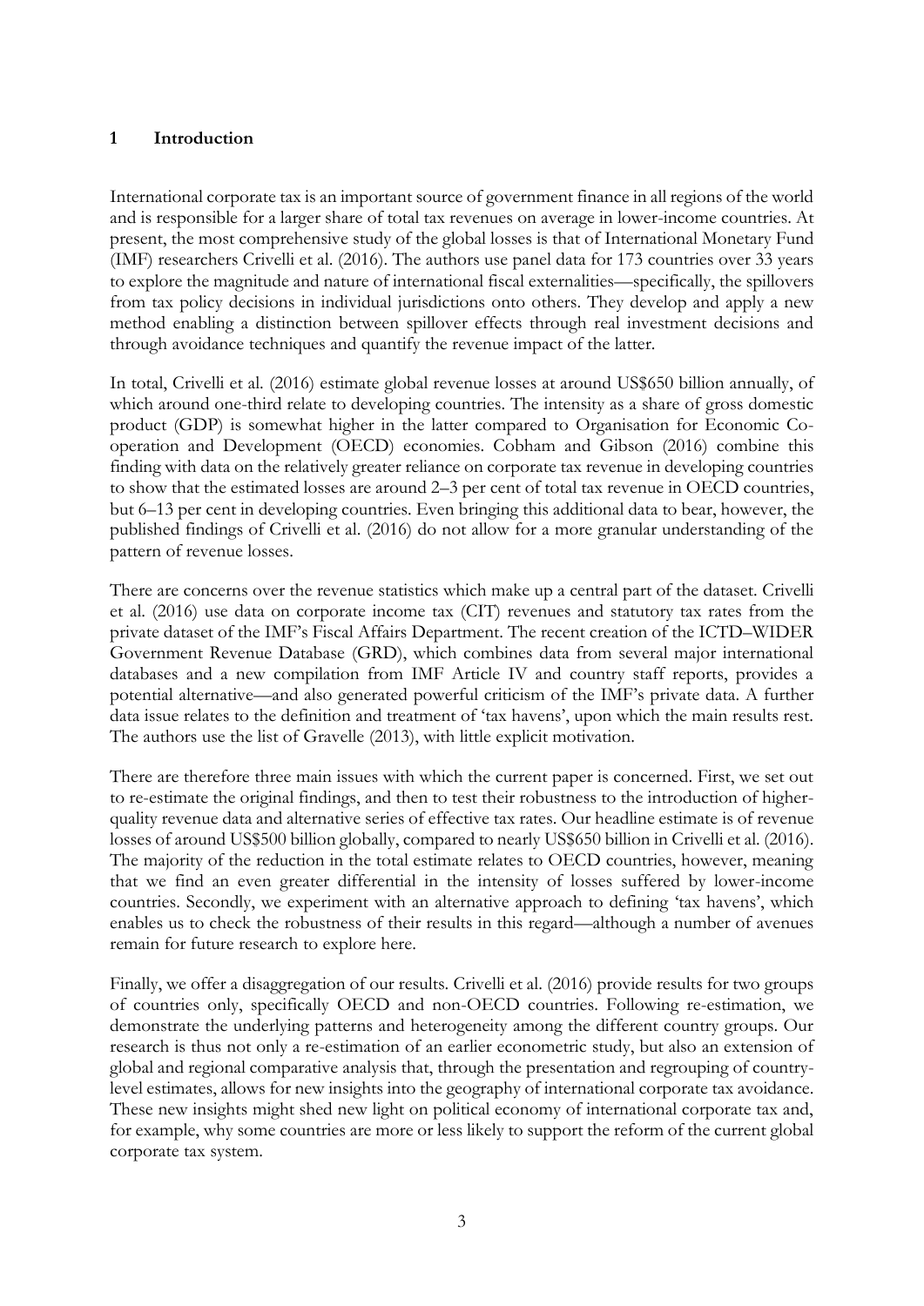# 1 Introduction

International corporate tax is an important source of government finance in all regions of the world and is responsible for a larger share of total tax revenues on average in lower-income countries. At present, the most comprehensive study of the global losses is that of International Monetary Fund (IMF) researchers Crivelli et al. (2016). The authors use panel data for 173 countries over 33 years to explore the magnitude and nature of international fiscal externalities—specifically, the spillovers from tax policy decisions in individual jurisdictions onto others. They develop and apply a new method enabling a distinction between spillover effects through real investment decisions and through avoidance techniques and quantify the revenue impact of the latter.

In total, Crivelli et al. (2016) estimate global revenue losses at around US$650 billion annually, of which around one-third relate to developing countries. The intensity as a share of gross domestic product (GDP) is somewhat higher in the latter compared to Organisation for Economic Co-operation and Development (OECD) economies. Cobham and Gibson (2016) combine this finding with data on the relatively greater reliance on corporate tax revenue in developing countries to show that the estimated losses are around 2–3 per cent of total tax revenue in OECD countries, but 6–13 per cent in developing countries. Even bringing this additional data to bear, however, the published findings of Crivelli et al. (2016) do not allow for a more granular understanding of the pattern of revenue losses.

There are concerns over the revenue statistics which make up a central part of the dataset. Crivelli et al. (2016) use data on corporate income tax (CIT) revenues and statutory tax rates from the private dataset of the IMF's Fiscal Affairs Department. The recent creation of the ICTD–WIDER Government Revenue Database (GRD), which combines data from several major international databases and a new compilation from IMF Article IV and country staff reports, provides a potential alternative—and also generated powerful criticism of the IMF's private data. A further data issue relates to the definition and treatment of 'tax havens', upon which the main results rest. The authors use the list of Gravelle (2013), with little explicit motivation.

There are therefore three main issues with which the current paper is concerned. First, we set out to re-estimate the original findings, and then to test their robustness to the introduction of higher-quality revenue data and alternative series of effective tax rates. Our headline estimate is of revenue losses of around US$500 billion globally, compared to nearly US$650 billion in Crivelli et al. (2016). The majority of the reduction in the total estimate relates to OECD countries, however, meaning that we find an even greater differential in the intensity of losses suffered by lower-income countries. Secondly, we experiment with an alternative approach to defining 'tax havens', which enables us to check the robustness of their results in this regard—although a number of avenues remain for future research to explore here.

Finally, we offer a disaggregation of our results. Crivelli et al. (2016) provide results for two groups of countries only, specifically OECD and non-OECD countries. Following re-estimation, we demonstrate the underlying patterns and heterogeneity among the different country groups. Our research is thus not only a re-estimation of an earlier econometric study, but also an extension of global and regional comparative analysis that, through the presentation and regrouping of country-level estimates, allows for new insights into the geography of international corporate tax avoidance. These new insights might shed new light on political economy of international corporate tax and, for example, why some countries are more or less likely to support the reform of the current global corporate tax system.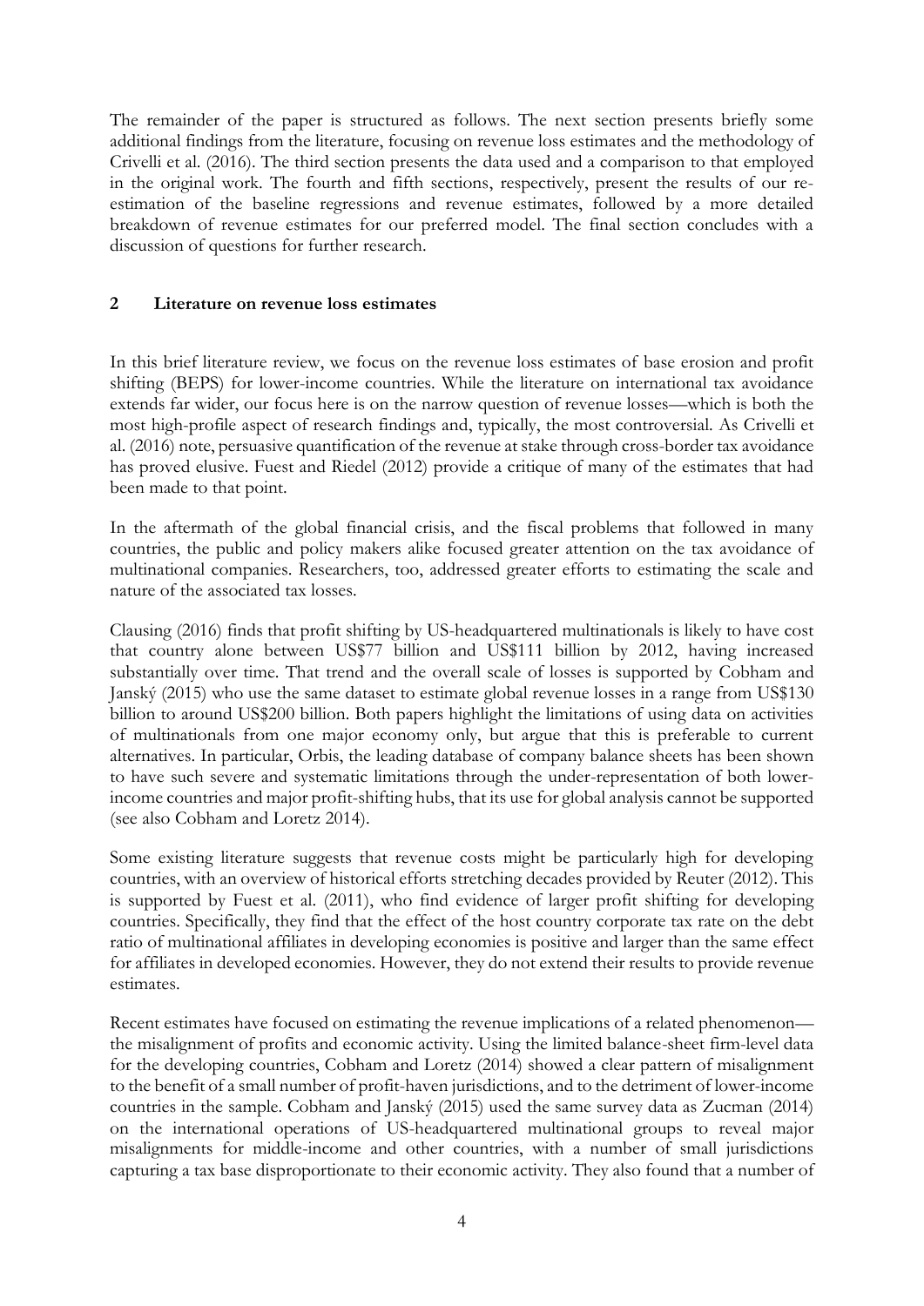The remainder of the paper is structured as follows. The next section presents briefly some additional findings from the literature, focusing on revenue loss estimates and the methodology of Crivelli et al. (2016). The third section presents the data used and a comparison to that employed in the original work. The fourth and fifth sections, respectively, present the results of our re-estimation of the baseline regressions and revenue estimates, followed by a more detailed breakdown of revenue estimates for our preferred model. The final section concludes with a discussion of questions for further research.

## 2 Literature on revenue loss estimates

In this brief literature review, we focus on the revenue loss estimates of base erosion and profit shifting (BEPS) for lower-income countries. While the literature on international tax avoidance extends far wider, our focus here is on the narrow question of revenue losses—which is both the most high-profile aspect of research findings and, typically, the most controversial. As Crivelli et al. (2016) note, persuasive quantification of the revenue at stake through cross-border tax avoidance has proved elusive. Fuest and Riedel (2012) provide a critique of many of the estimates that had been made to that point.

In the aftermath of the global financial crisis, and the fiscal problems that followed in many countries, the public and policy makers alike focused greater attention on the tax avoidance of multinational companies. Researchers, too, addressed greater efforts to estimating the scale and nature of the associated tax losses.

Clausing (2016) finds that profit shifting by US-headquartered multinationals is likely to have cost that country alone between US$77 billion and US$111 billion by 2012, having increased substantially over time. That trend and the overall scale of losses is supported by Cobham and Janský (2015) who use the same dataset to estimate global revenue losses in a range from US$130 billion to around US$200 billion. Both papers highlight the limitations of using data on activities of multinationals from one major economy only, but argue that this is preferable to current alternatives. In particular, Orbis, the leading database of company balance sheets has been shown to have such severe and systematic limitations through the under-representation of both lower-income countries and major profit-shifting hubs, that its use for global analysis cannot be supported (see also Cobham and Loretz 2014).

Some existing literature suggests that revenue costs might be particularly high for developing countries, with an overview of historical efforts stretching decades provided by Reuter (2012). This is supported by Fuest et al. (2011), who find evidence of larger profit shifting for developing countries. Specifically, they find that the effect of the host country corporate tax rate on the debt ratio of multinational affiliates in developing economies is positive and larger than the same effect for affiliates in developed economies. However, they do not extend their results to provide revenue estimates.

Recent estimates have focused on estimating the revenue implications of a related phenomenon—the misalignment of profits and economic activity. Using the limited balance-sheet firm-level data for the developing countries, Cobham and Loretz (2014) showed a clear pattern of misalignment to the benefit of a small number of profit-haven jurisdictions, and to the detriment of lower-income countries in the sample. Cobham and Janský (2015) used the same survey data as Zucman (2014) on the international operations of US-headquartered multinational groups to reveal major misalignments for middle-income and other countries, with a number of small jurisdictions capturing a tax base disproportionate to their economic activity. They also found that a number of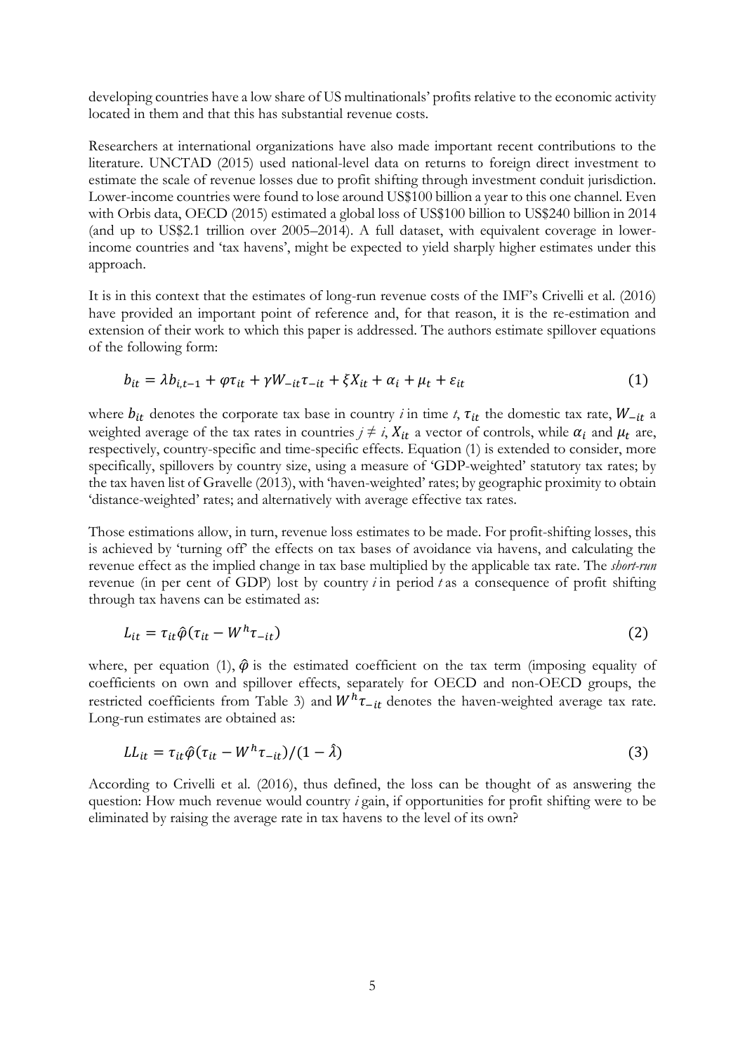developing countries have a low share of US multinationals' profits relative to the economic activity located in them and that this has substantial revenue costs.

Researchers at international organizations have also made important recent contributions to the literature. UNCTAD (2015) used national-level data on returns to foreign direct investment to estimate the scale of revenue losses due to profit shifting through investment conduit jurisdiction. Lower-income countries were found to lose around US$100 billion a year to this one channel. Even with Orbis data, OECD (2015) estimated a global loss of US$100 billion to US$240 billion in 2014 (and up to US$2.1 trillion over 2005–2014). A full dataset, with equivalent coverage in lower-income countries and 'tax havens', might be expected to yield sharply higher estimates under this approach.

It is in this context that the estimates of long-run revenue costs of the IMF's Crivelli et al. (2016) have provided an important point of reference and, for that reason, it is the re-estimation and extension of their work to which this paper is addressed. The authors estimate spillover equations of the following form:

$$b_{it} = \lambda b_{i,t-1} + \varphi \tau_{it} + \gamma W_{-it} \tau_{-it} + \xi X_{it} + \alpha_i + \mu_t + \varepsilon_{it} \tag{1}$$

where $b_{it}$ denotes the corporate tax base in country *i* in time *t*, $\tau_{it}$ the domestic tax rate, $W_{-it}$ a weighted average of the tax rates in countries $j \neq i$, $X_{it}$ a vector of controls, while $\alpha_i$ and $\mu_t$ are, respectively, country-specific and time-specific effects. Equation (1) is extended to consider, more specifically, spillovers by country size, using a measure of 'GDP-weighted' statutory tax rates; by the tax haven list of Gravelle (2013), with 'haven-weighted' rates; by geographic proximity to obtain 'distance-weighted' rates; and alternatively with average effective tax rates.

Those estimations allow, in turn, revenue loss estimates to be made. For profit-shifting losses, this is achieved by 'turning off' the effects on tax bases of avoidance via havens, and calculating the revenue effect as the implied change in tax base multiplied by the applicable tax rate. The *short-run* revenue (in per cent of GDP) lost by country *i* in period *t* as a consequence of profit shifting through tax havens can be estimated as:

$$L_{it} = \tau_{it} \hat{\varphi} (\tau_{it} - W^h \tau_{-it}) \tag{2}$$

where, per equation (1), $\hat{\varphi}$ is the estimated coefficient on the tax term (imposing equality of coefficients on own and spillover effects, separately for OECD and non-OECD groups, the restricted coefficients from Table 3) and $W^h \tau_{-it}$ denotes the haven-weighted average tax rate. Long-run estimates are obtained as:

$$LL_{it} = \tau_{it} \hat{\varphi} (\tau_{it} - W^h \tau_{-it}) / (1 - \hat{\lambda}) \tag{3}$$

According to Crivelli et al. (2016), thus defined, the loss can be thought of as answering the question: How much revenue would country *i* gain, if opportunities for profit shifting were to be eliminated by raising the average rate in tax havens to the level of its own?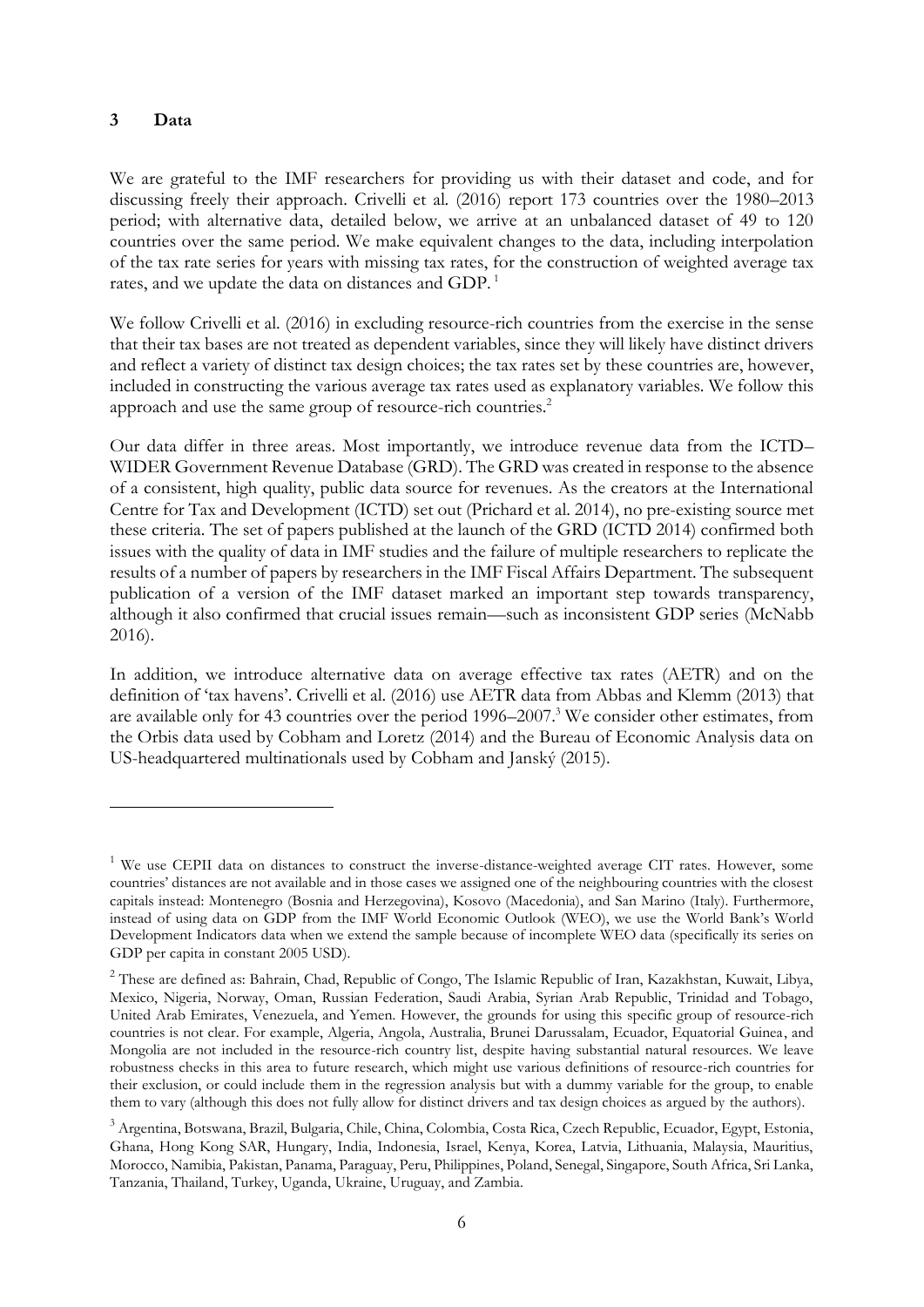## 3 Data

We are grateful to the IMF researchers for providing us with their dataset and code, and for discussing freely their approach. Crivelli et al. (2016) report 173 countries over the 1980–2013 period; with alternative data, detailed below, we arrive at an unbalanced dataset of 49 to 120 countries over the same period. We make equivalent changes to the data, including interpolation of the tax rate series for years with missing tax rates, for the construction of weighted average tax rates, and we update the data on distances and GDP. [1]

We follow Crivelli et al. (2016) in excluding resource-rich countries from the exercise in the sense that their tax bases are not treated as dependent variables, since they will likely have distinct drivers and reflect a variety of distinct tax design choices; the tax rates set by these countries are, however, included in constructing the various average tax rates used as explanatory variables. We follow this approach and use the same group of resource-rich countries.[2]

Our data differ in three areas. Most importantly, we introduce revenue data from the ICTD–WIDER Government Revenue Database (GRD). The GRD was created in response to the absence of a consistent, high quality, public data source for revenues. As the creators at the International Centre for Tax and Development (ICTD) set out (Prichard et al. 2014), no pre-existing source met these criteria. The set of papers published at the launch of the GRD (ICTD 2014) confirmed both issues with the quality of data in IMF studies and the failure of multiple researchers to replicate the results of a number of papers by researchers in the IMF Fiscal Affairs Department. The subsequent publication of a version of the IMF dataset marked an important step towards transparency, although it also confirmed that crucial issues remain—such as inconsistent GDP series (McNabb 2016).

In addition, we introduce alternative data on average effective tax rates (AETR) and on the definition of 'tax havens'. Crivelli et al. (2016) use AETR data from Abbas and Klemm (2013) that are available only for 43 countries over the period 1996–2007.[3] We consider other estimates, from the Orbis data used by Cobham and Loretz (2014) and the Bureau of Economic Analysis data on US-headquartered multinationals used by Cobham and Janský (2015).

---

[1] We use CEPII data on distances to construct the inverse-distance-weighted average CIT rates. However, some countries' distances are not available and in those cases we assigned one of the neighbouring countries with the closest capitals instead: Montenegro (Bosnia and Herzegovina), Kosovo (Macedonia), and San Marino (Italy). Furthermore, instead of using data on GDP from the IMF World Economic Outlook (WEO), we use the World Bank's World Development Indicators data when we extend the sample because of incomplete WEO data (specifically its series on GDP per capita in constant 2005 USD).

[2] These are defined as: Bahrain, Chad, Republic of Congo, The Islamic Republic of Iran, Kazakhstan, Kuwait, Libya, Mexico, Nigeria, Norway, Oman, Russian Federation, Saudi Arabia, Syrian Arab Republic, Trinidad and Tobago, United Arab Emirates, Venezuela, and Yemen. However, the grounds for using this specific group of resource-rich countries is not clear. For example, Algeria, Angola, Australia, Brunei Darussalam, Ecuador, Equatorial Guinea, and Mongolia are not included in the resource-rich country list, despite having substantial natural resources. We leave robustness checks in this area to future research, which might use various definitions of resource-rich countries for their exclusion, or could include them in the regression analysis but with a dummy variable for the group, to enable them to vary (although this does not fully allow for distinct drivers and tax design choices as argued by the authors).

[3] Argentina, Botswana, Brazil, Bulgaria, Chile, China, Colombia, Costa Rica, Czech Republic, Ecuador, Egypt, Estonia, Ghana, Hong Kong SAR, Hungary, India, Indonesia, Israel, Kenya, Korea, Latvia, Lithuania, Malaysia, Mauritius, Morocco, Namibia, Pakistan, Panama, Paraguay, Peru, Philippines, Poland, Senegal, Singapore, South Africa, Sri Lanka, Tanzania, Thailand, Turkey, Uganda, Ukraine, Uruguay, and Zambia.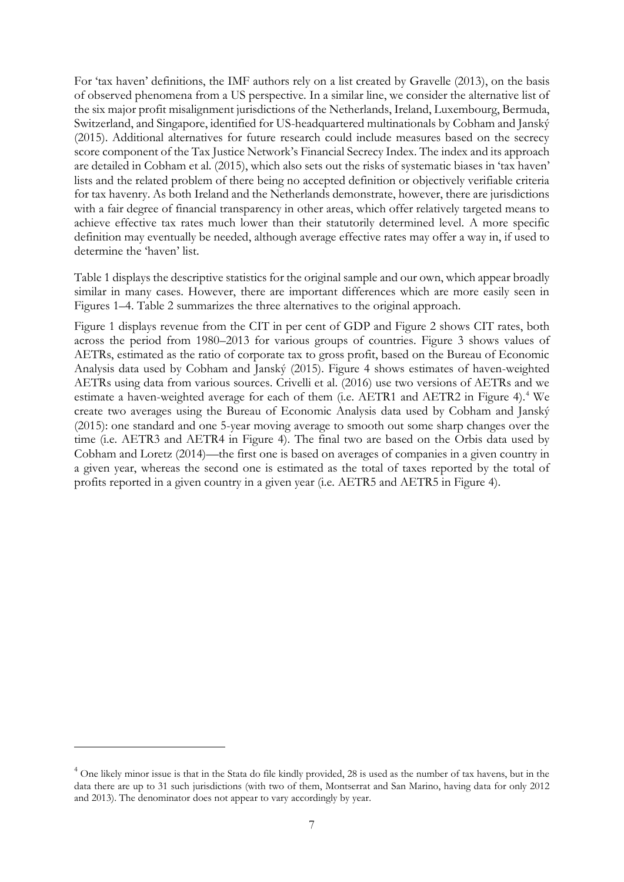For 'tax haven' definitions, the IMF authors rely on a list created by Gravelle (2013), on the basis of observed phenomena from a US perspective. In a similar line, we consider the alternative list of the six major profit misalignment jurisdictions of the Netherlands, Ireland, Luxembourg, Bermuda, Switzerland, and Singapore, identified for US-headquartered multinationals by Cobham and Janský (2015). Additional alternatives for future research could include measures based on the secrecy score component of the Tax Justice Network's Financial Secrecy Index. The index and its approach are detailed in Cobham et al. (2015), which also sets out the risks of systematic biases in 'tax haven' lists and the related problem of there being no accepted definition or objectively verifiable criteria for tax havenry. As both Ireland and the Netherlands demonstrate, however, there are jurisdictions with a fair degree of financial transparency in other areas, which offer relatively targeted means to achieve effective tax rates much lower than their statutorily determined level. A more specific definition may eventually be needed, although average effective rates may offer a way in, if used to determine the 'haven' list.

Table 1 displays the descriptive statistics for the original sample and our own, which appear broadly similar in many cases. However, there are important differences which are more easily seen in Figures 1–4. Table 2 summarizes the three alternatives to the original approach.

Figure 1 displays revenue from the CIT in per cent of GDP and Figure 2 shows CIT rates, both across the period from 1980–2013 for various groups of countries. Figure 3 shows values of AETRs, estimated as the ratio of corporate tax to gross profit, based on the Bureau of Economic Analysis data used by Cobham and Janský (2015). Figure 4 shows estimates of haven-weighted AETRs using data from various sources. Crivelli et al. (2016) use two versions of AETRs and we estimate a haven-weighted average for each of them (i.e. AETR1 and AETR2 in Figure 4).[4] We create two averages using the Bureau of Economic Analysis data used by Cobham and Janský (2015): one standard and one 5-year moving average to smooth out some sharp changes over the time (i.e. AETR3 and AETR4 in Figure 4). The final two are based on the Orbis data used by Cobham and Loretz (2014)—the first one is based on averages of companies in a given country in a given year, whereas the second one is estimated as the total of taxes reported by the total of profits reported in a given country in a given year (i.e. AETR5 and AETR5 in Figure 4).

---

[4] One likely minor issue is that in the Stata do file kindly provided, 28 is used as the number of tax havens, but in the data there are up to 31 such jurisdictions (with two of them, Montserrat and San Marino, having data for only 2012 and 2013). The denominator does not appear to vary accordingly by year.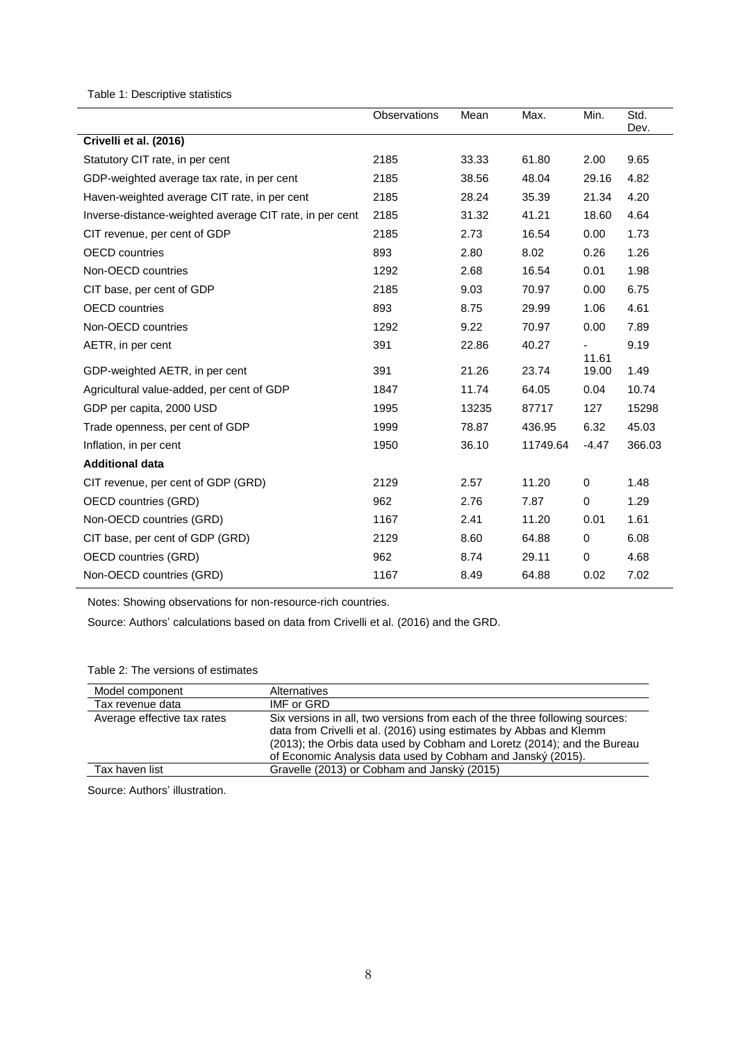Table 1: Descriptive statistics

| | Observations | Mean | Max. | Min. | Std. Dev. |
|---|---|---|---|---|---|
| **Crivelli et al. (2016)** | | | | | |
| Statutory CIT rate, in per cent | 2185 | 33.33 | 61.80 | 2.00 | 9.65 |
| GDP-weighted average tax rate, in per cent | 2185 | 38.56 | 48.04 | 29.16 | 4.82 |
| Haven-weighted average CIT rate, in per cent | 2185 | 28.24 | 35.39 | 21.34 | 4.20 |
| Inverse-distance-weighted average CIT rate, in per cent | 2185 | 31.32 | 41.21 | 18.60 | 4.64 |
| CIT revenue, per cent of GDP | 2185 | 2.73 | 16.54 | 0.00 | 1.73 |
| OECD countries | 893 | 2.80 | 8.02 | 0.26 | 1.26 |
| Non-OECD countries | 1292 | 2.68 | 16.54 | 0.01 | 1.98 |
| CIT base, per cent of GDP | 2185 | 9.03 | 70.97 | 0.00 | 6.75 |
| OECD countries | 893 | 8.75 | 29.99 | 1.06 | 4.61 |
| Non-OECD countries | 1292 | 9.22 | 70.97 | 0.00 | 7.89 |
| AETR, in per cent | 391 | 22.86 | 40.27 | -11.61 | 9.19 |
| GDP-weighted AETR, in per cent | 391 | 21.26 | 23.74 | 19.00 | 1.49 |
| Agricultural value-added, per cent of GDP | 1847 | 11.74 | 64.05 | 0.04 | 10.74 |
| GDP per capita, 2000 USD | 1995 | 13235 | 87717 | 127 | 15298 |
| Trade openness, per cent of GDP | 1999 | 78.87 | 436.95 | 6.32 | 45.03 |
| Inflation, in per cent | 1950 | 36.10 | 11749.64 | -4.47 | 366.03 |
| **Additional data** | | | | | |
| CIT revenue, per cent of GDP (GRD) | 2129 | 2.57 | 11.20 | 0 | 1.48 |
| OECD countries (GRD) | 962 | 2.76 | 7.87 | 0 | 1.29 |
| Non-OECD countries (GRD) | 1167 | 2.41 | 11.20 | 0.01 | 1.61 |
| CIT base, per cent of GDP (GRD) | 2129 | 8.60 | 64.88 | 0 | 6.08 |
| OECD countries (GRD) | 962 | 8.74 | 29.11 | 0 | 4.68 |
| Non-OECD countries (GRD) | 1167 | 8.49 | 64.88 | 0.02 | 7.02 |

Notes: Showing observations for non-resource-rich countries.

Source: Authors' calculations based on data from Crivelli et al. (2016) and the GRD.

Table 2: The versions of estimates

| Model component | Alternatives |
|---|---|
| Tax revenue data | IMF or GRD |
| Average effective tax rates | Six versions in all, two versions from each of the three following sources: data from Crivelli et al. (2016) using estimates by Abbas and Klemm (2013); the Orbis data used by Cobham and Loretz (2014); and the Bureau of Economic Analysis data used by Cobham and Janský (2015). |
| Tax haven list | Gravelle (2013) or Cobham and Janský (2015) |

Source: Authors' illustration.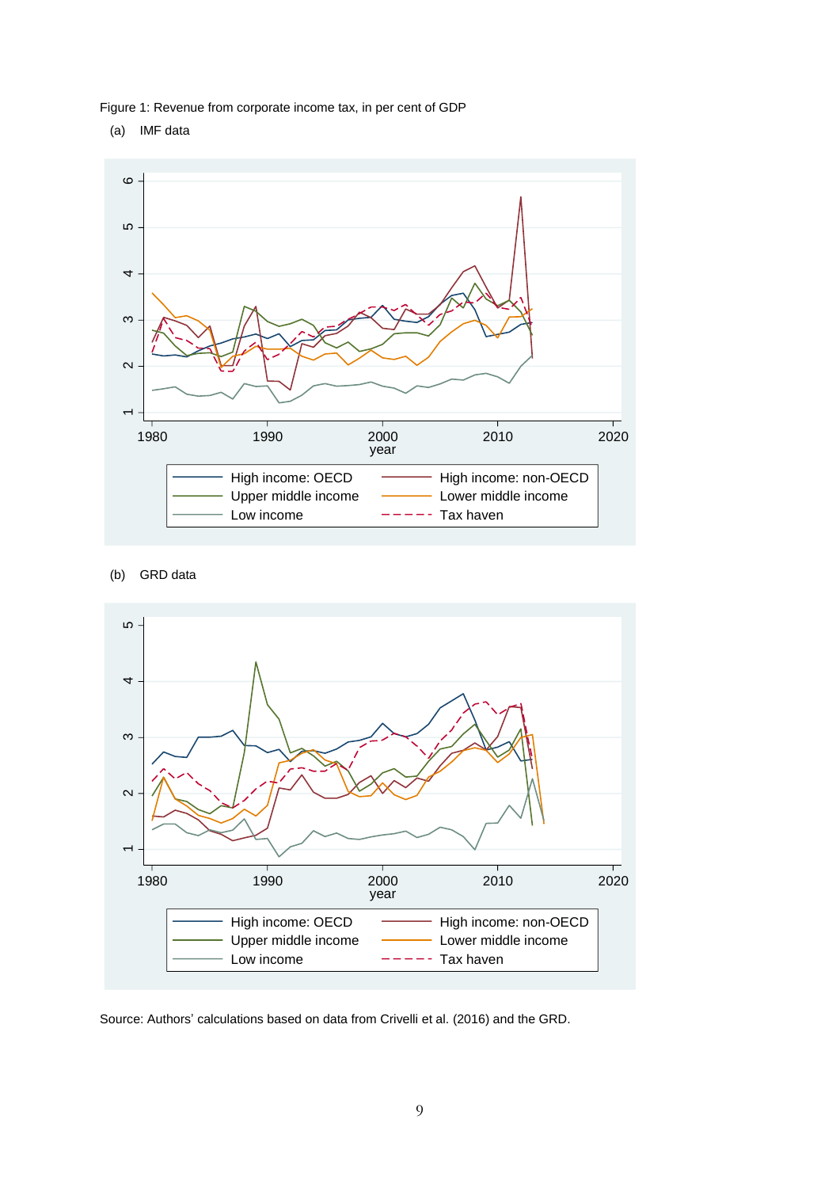Figure 1: Revenue from corporate income tax, in per cent of GDP

(a) IMF data

(b) GRD data

Source: Authors' calculations based on data from Crivelli et al. (2016) and the GRD.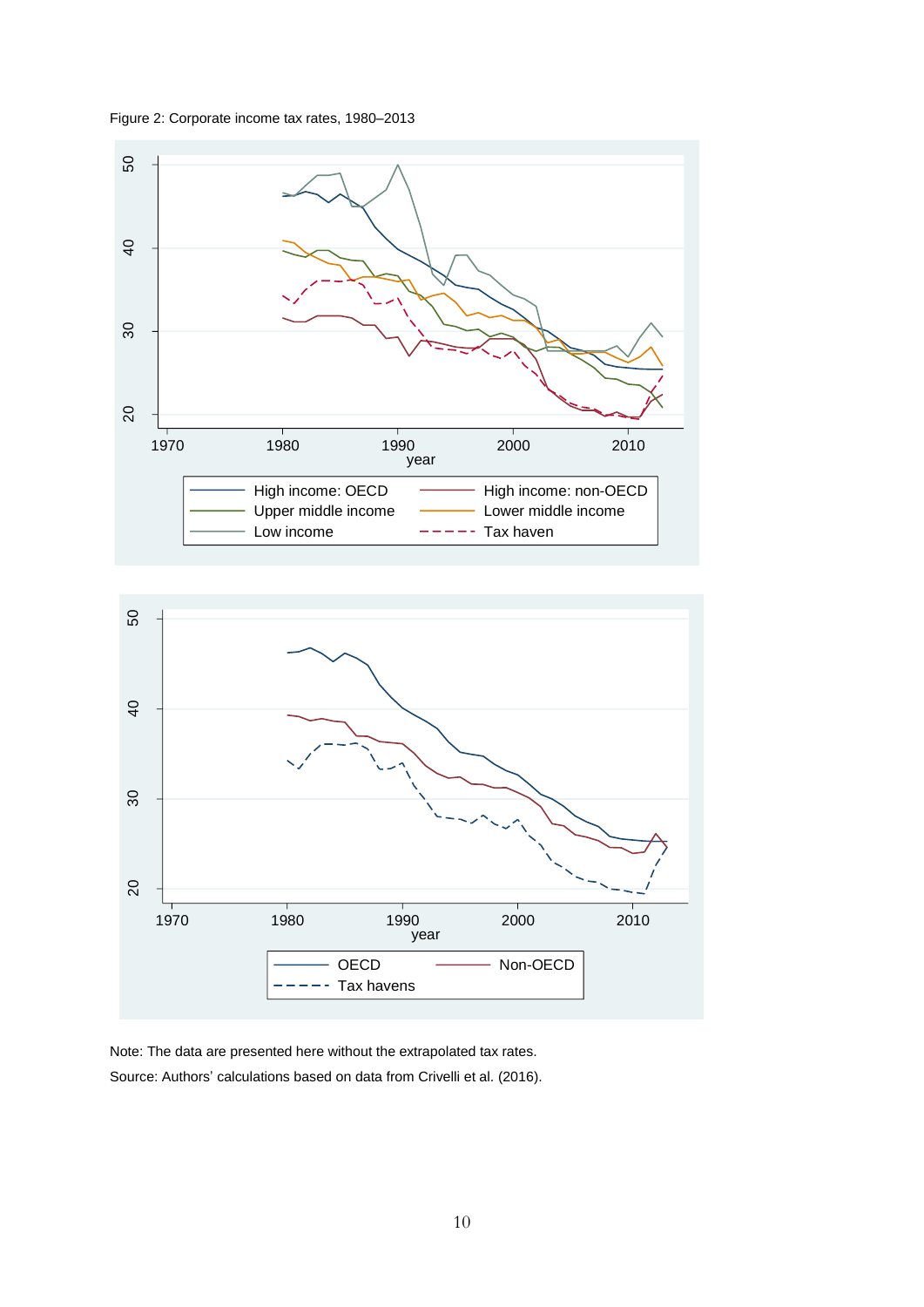Figure 2: Corporate income tax rates, 1980–2013

Note: The data are presented here without the extrapolated tax rates.

Source: Authors' calculations based on data from Crivelli et al. (2016).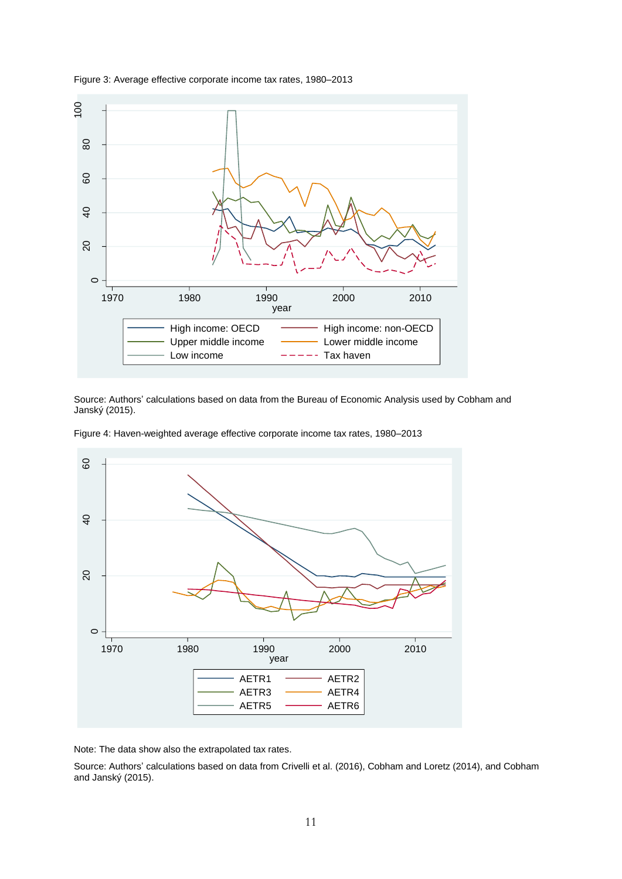Figure 3: Average effective corporate income tax rates, 1980–2013

Source: Authors' calculations based on data from the Bureau of Economic Analysis used by Cobham and Janský (2015).

Figure 4: Haven-weighted average effective corporate income tax rates, 1980–2013

Note: The data show also the extrapolated tax rates.

Source: Authors' calculations based on data from Crivelli et al. (2016), Cobham and Loretz (2014), and Cobham and Janský (2015).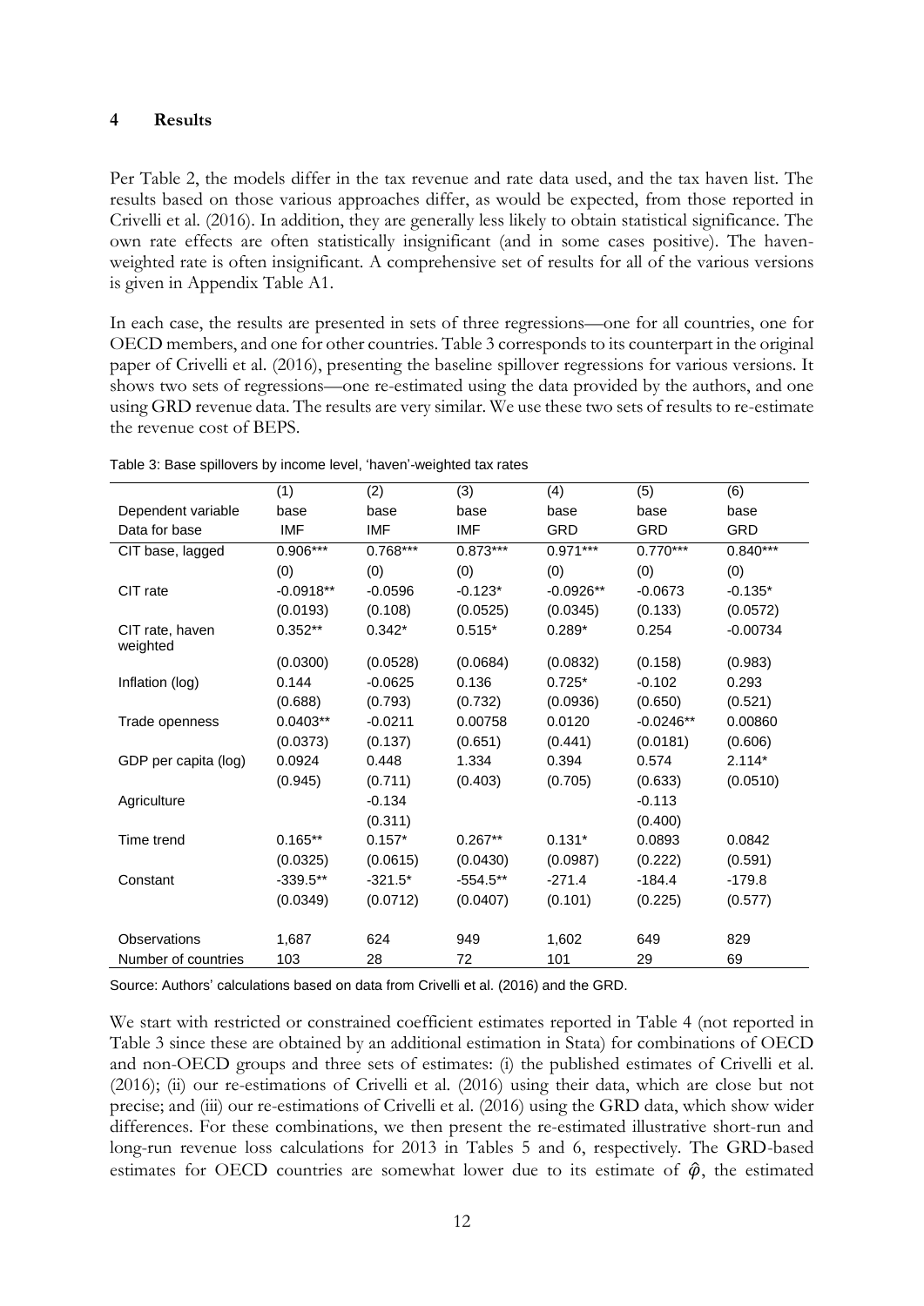## 4 Results

Per Table 2, the models differ in the tax revenue and rate data used, and the tax haven list. The results based on those various approaches differ, as would be expected, from those reported in Crivelli et al. (2016). In addition, they are generally less likely to obtain statistical significance. The own rate effects are often statistically insignificant (and in some cases positive). The haven-weighted rate is often insignificant. A comprehensive set of results for all of the various versions is given in Appendix Table A1.

In each case, the results are presented in sets of three regressions—one for all countries, one for OECD members, and one for other countries. Table 3 corresponds to its counterpart in the original paper of Crivelli et al. (2016), presenting the baseline spillover regressions for various versions. It shows two sets of regressions—one re-estimated using the data provided by the authors, and one using GRD revenue data. The results are very similar. We use these two sets of results to re-estimate the revenue cost of BEPS.

Table 3: Base spillovers by income level, 'haven'-weighted tax rates

| | (1) | (2) | (3) | (4) | (5) | (6) |
|---|---|---|---|---|---|---|
| Dependent variable | base | base | base | base | base | base |
| Data for base | IMF | IMF | IMF | GRD | GRD | GRD |
| CIT base, lagged | 0.906*** | 0.768*** | 0.873*** | 0.971*** | 0.770*** | 0.840*** |
| | (0) | (0) | (0) | (0) | (0) | (0) |
| CIT rate | -0.0918** | -0.0596 | -0.123* | -0.0926** | -0.0673 | -0.135* |
| | (0.0193) | (0.108) | (0.0525) | (0.0345) | (0.133) | (0.0572) |
| CIT rate, haven weighted | 0.352** | 0.342* | 0.515* | 0.289* | 0.254 | -0.00734 |
| | (0.0300) | (0.0528) | (0.0684) | (0.0832) | (0.158) | (0.983) |
| Inflation (log) | 0.144 | -0.0625 | 0.136 | 0.725* | -0.102 | 0.293 |
| | (0.688) | (0.793) | (0.732) | (0.0936) | (0.650) | (0.521) |
| Trade openness | 0.0403** | -0.0211 | 0.00758 | 0.0120 | -0.0246** | 0.00860 |
| | (0.0373) | (0.137) | (0.651) | (0.441) | (0.0181) | (0.606) |
| GDP per capita (log) | 0.0924 | 0.448 | 1.334 | 0.394 | 0.574 | 2.114* |
| | (0.945) | (0.711) | (0.403) | (0.705) | (0.633) | (0.0510) |
| Agriculture | | -0.134 | | | -0.113 | |
| | | (0.311) | | | (0.400) | |
| Time trend | 0.165** | 0.157* | 0.267** | 0.131* | 0.0893 | 0.0842 |
| | (0.0325) | (0.0615) | (0.0430) | (0.0987) | (0.222) | (0.591) |
| Constant | -339.5** | -321.5* | -554.5** | -271.4 | -184.4 | -179.8 |
| | (0.0349) | (0.0712) | (0.0407) | (0.101) | (0.225) | (0.577) |
| Observations | 1,687 | 624 | 949 | 1,602 | 649 | 829 |
| Number of countries | 103 | 28 | 72 | 101 | 29 | 69 |

Source: Authors' calculations based on data from Crivelli et al. (2016) and the GRD.

We start with restricted or constrained coefficient estimates reported in Table 4 (not reported in Table 3 since these are obtained by an additional estimation in Stata) for combinations of OECD and non-OECD groups and three sets of estimates: (i) the published estimates of Crivelli et al. (2016); (ii) our re-estimations of Crivelli et al. (2016) using their data, which are close but not precise; and (iii) our re-estimations of Crivelli et al. (2016) using the GRD data, which show wider differences. For these combinations, we then present the re-estimated illustrative short-run and long-run revenue loss calculations for 2013 in Tables 5 and 6, respectively. The GRD-based estimates for OECD countries are somewhat lower due to its estimate of $\hat{\varphi}$, the estimated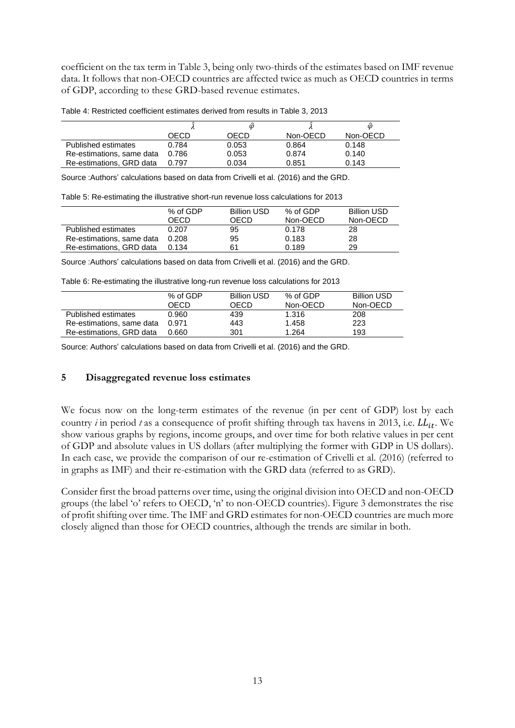coefficient on the tax term in Table 3, being only two-thirds of the estimates based on IMF revenue data. It follows that non-OECD countries are affected twice as much as OECD countries in terms of GDP, according to these GRD-based revenue estimates.

Table 4: Restricted coefficient estimates derived from results in Table 3, 2013

| | $\hat{\lambda}$ | $\hat{\varphi}$ | $\hat{\lambda}$ | $\hat{\varphi}$ |
|---|---|---|---|---|
| | OECD | OECD | Non-OECD | Non-OECD |
| Published estimates | 0.784 | 0.053 | 0.864 | 0.148 |
| Re-estimations, same data | 0.786 | 0.053 | 0.874 | 0.140 |
| Re-estimations, GRD data | 0.797 | 0.034 | 0.851 | 0.143 |

Source :Authors' calculations based on data from Crivelli et al. (2016) and the GRD.

Table 5: Re-estimating the illustrative short-run revenue loss calculations for 2013

| | % of GDP OECD | Billion USD OECD | % of GDP Non-OECD | Billion USD Non-OECD |
|---|---|---|---|---|
| Published estimates | 0.207 | 95 | 0.178 | 28 |
| Re-estimations, same data | 0.208 | 95 | 0.183 | 28 |
| Re-estimations, GRD data | 0.134 | 61 | 0.189 | 29 |

Source :Authors' calculations based on data from Crivelli et al. (2016) and the GRD.

Table 6: Re-estimating the illustrative long-run revenue loss calculations for 2013

| | % of GDP OECD | Billion USD OECD | % of GDP Non-OECD | Billion USD Non-OECD |
|---|---|---|---|---|
| Published estimates | 0.960 | 439 | 1.316 | 208 |
| Re-estimations, same data | 0.971 | 443 | 1.458 | 223 |
| Re-estimations, GRD data | 0.660 | 301 | 1.264 | 193 |

Source: Authors' calculations based on data from Crivelli et al. (2016) and the GRD.

## 5 Disaggregated revenue loss estimates

We focus now on the long-term estimates of the revenue (in per cent of GDP) lost by each country *i* in period *t* as a consequence of profit shifting through tax havens in 2013, i.e. $LL_{it}$. We show various graphs by regions, income groups, and over time for both relative values in per cent of GDP and absolute values in US dollars (after multiplying the former with GDP in US dollars). In each case, we provide the comparison of our re-estimation of Crivelli et al. (2016) (referred to in graphs as IMF) and their re-estimation with the GRD data (referred to as GRD).

Consider first the broad patterns over time, using the original division into OECD and non-OECD groups (the label 'o' refers to OECD, 'n' to non-OECD countries). Figure 3 demonstrates the rise of profit shifting over time. The IMF and GRD estimates for non-OECD countries are much more closely aligned than those for OECD countries, although the trends are similar in both.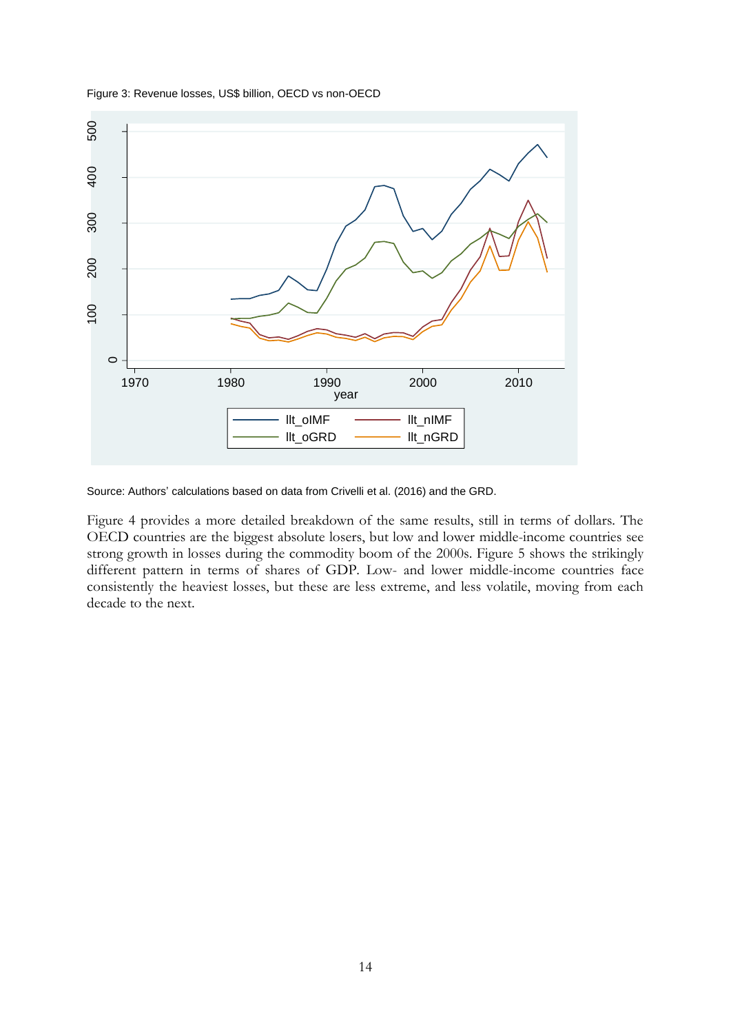Figure 3: Revenue losses, US$ billion, OECD vs non-OECD

Source: Authors' calculations based on data from Crivelli et al. (2016) and the GRD.

Figure 4 provides a more detailed breakdown of the same results, still in terms of dollars. The OECD countries are the biggest absolute losers, but low and lower middle-income countries see strong growth in losses during the commodity boom of the 2000s. Figure 5 shows the strikingly different pattern in terms of shares of GDP. Low- and lower middle-income countries face consistently the heaviest losses, but these are less extreme, and less volatile, moving from each decade to the next.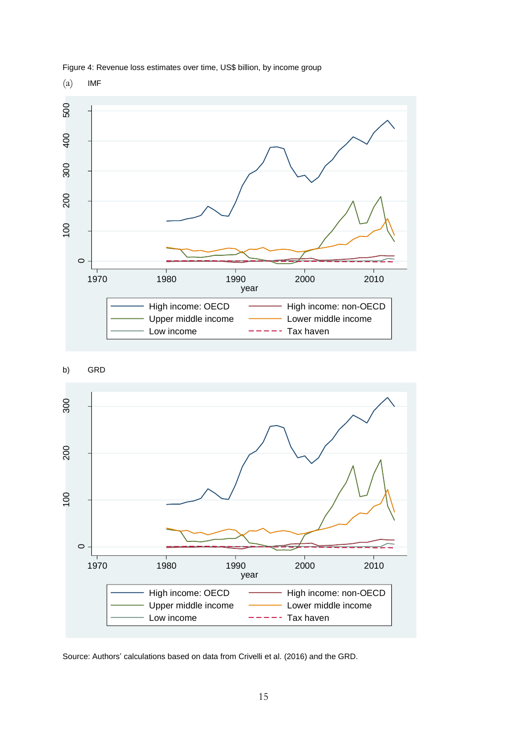Figure 4: Revenue loss estimates over time, US$ billion, by income group

(a) IMF

b) GRD

Source: Authors' calculations based on data from Crivelli et al. (2016) and the GRD.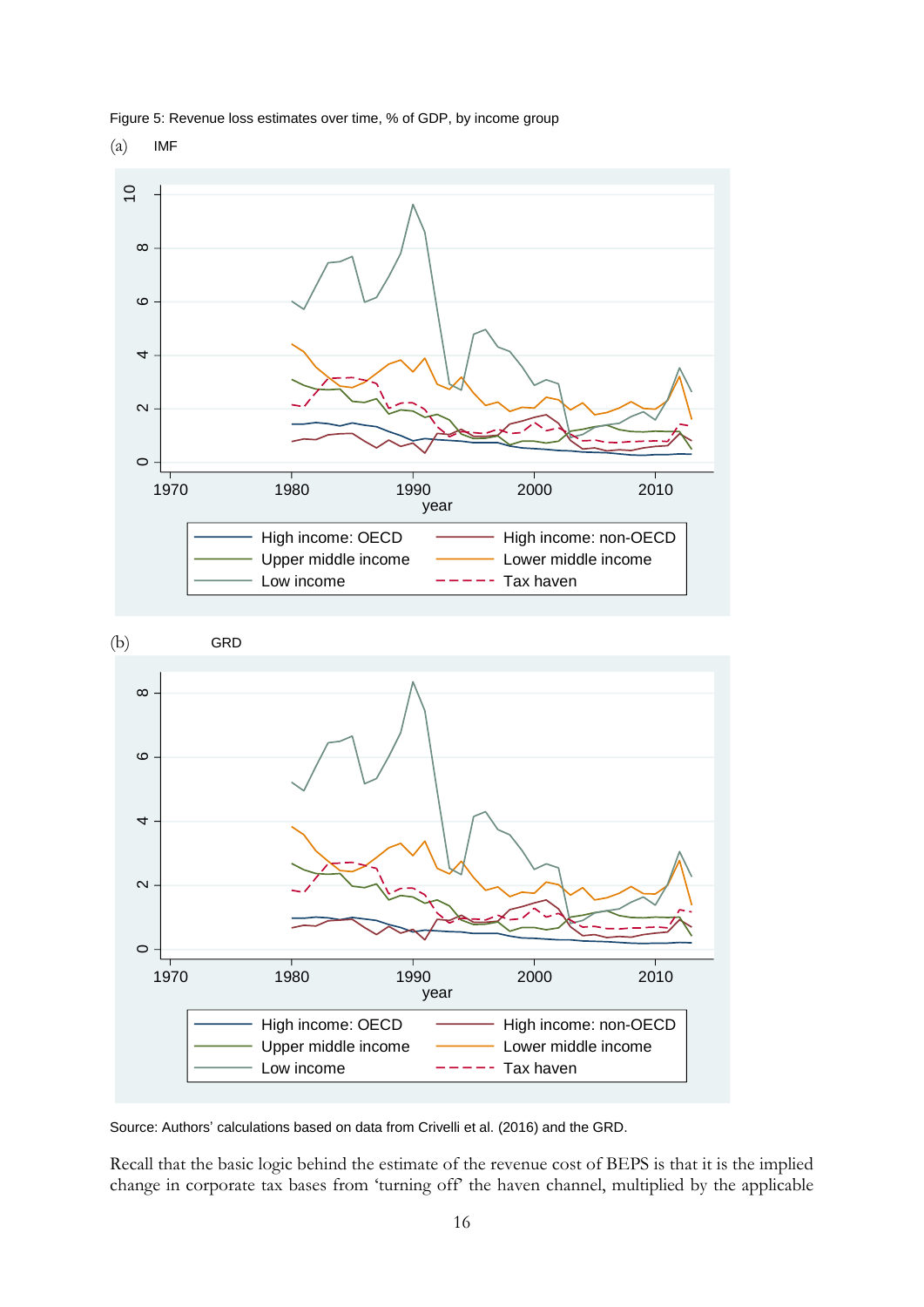Figure 5: Revenue loss estimates over time, % of GDP, by income group

(a) IMF

(b) GRD

Source: Authors' calculations based on data from Crivelli et al. (2016) and the GRD.

Recall that the basic logic behind the estimate of the revenue cost of BEPS is that it is the implied change in corporate tax bases from 'turning off' the haven channel, multiplied by the applicable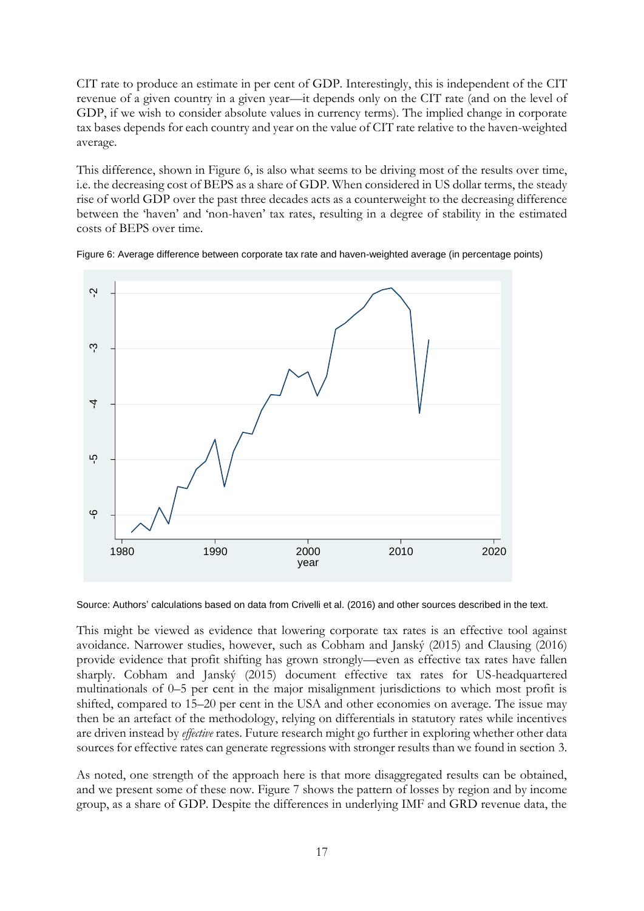CIT rate to produce an estimate in per cent of GDP. Interestingly, this is independent of the CIT revenue of a given country in a given year—it depends only on the CIT rate (and on the level of GDP, if we wish to consider absolute values in currency terms). The implied change in corporate tax bases depends for each country and year on the value of CIT rate relative to the haven-weighted average.

This difference, shown in Figure 6, is also what seems to be driving most of the results over time, i.e. the decreasing cost of BEPS as a share of GDP. When considered in US dollar terms, the steady rise of world GDP over the past three decades acts as a counterweight to the decreasing difference between the 'haven' and 'non-haven' tax rates, resulting in a degree of stability in the estimated costs of BEPS over time.

Figure 6: Average difference between corporate tax rate and haven-weighted average (in percentage points)

Source: Authors' calculations based on data from Crivelli et al. (2016) and other sources described in the text.

This might be viewed as evidence that lowering corporate tax rates is an effective tool against avoidance. Narrower studies, however, such as Cobham and Janský (2015) and Clausing (2016) provide evidence that profit shifting has grown strongly—even as effective tax rates have fallen sharply. Cobham and Janský (2015) document effective tax rates for US-headquartered multinationals of 0–5 per cent in the major misalignment jurisdictions to which most profit is shifted, compared to 15–20 per cent in the USA and other economies on average. The issue may then be an artefact of the methodology, relying on differentials in statutory rates while incentives are driven instead by *effective* rates. Future research might go further in exploring whether other data sources for effective rates can generate regressions with stronger results than we found in section 3.

As noted, one strength of the approach here is that more disaggregated results can be obtained, and we present some of these now. Figure 7 shows the pattern of losses by region and by income group, as a share of GDP. Despite the differences in underlying IMF and GRD revenue data, the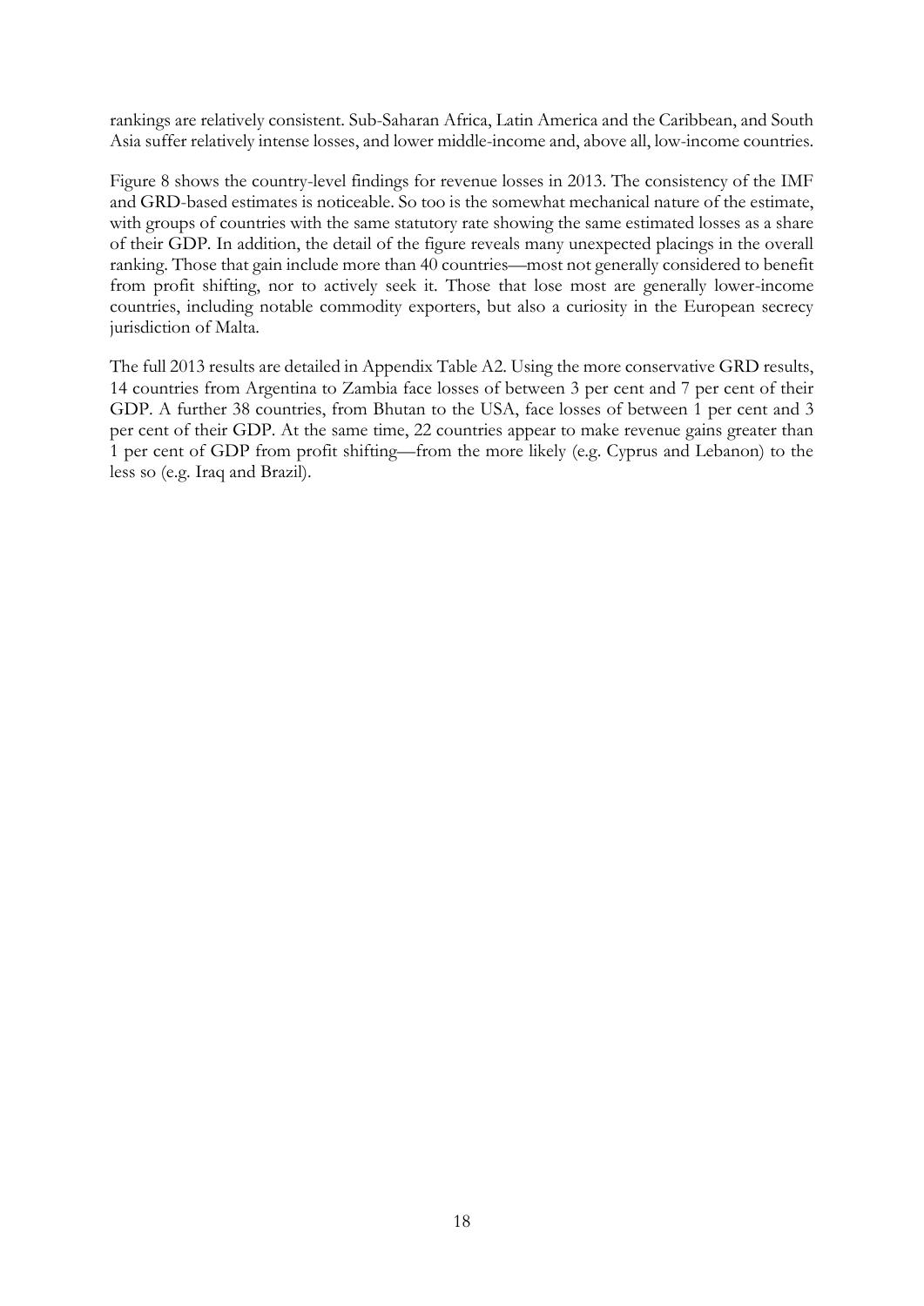rankings are relatively consistent. Sub-Saharan Africa, Latin America and the Caribbean, and South Asia suffer relatively intense losses, and lower middle-income and, above all, low-income countries.

Figure 8 shows the country-level findings for revenue losses in 2013. The consistency of the IMF and GRD-based estimates is noticeable. So too is the somewhat mechanical nature of the estimate, with groups of countries with the same statutory rate showing the same estimated losses as a share of their GDP. In addition, the detail of the figure reveals many unexpected placings in the overall ranking. Those that gain include more than 40 countries—most not generally considered to benefit from profit shifting, nor to actively seek it. Those that lose most are generally lower-income countries, including notable commodity exporters, but also a curiosity in the European secrecy jurisdiction of Malta.

The full 2013 results are detailed in Appendix Table A2. Using the more conservative GRD results, 14 countries from Argentina to Zambia face losses of between 3 per cent and 7 per cent of their GDP. A further 38 countries, from Bhutan to the USA, face losses of between 1 per cent and 3 per cent of their GDP. At the same time, 22 countries appear to make revenue gains greater than 1 per cent of GDP from profit shifting—from the more likely (e.g. Cyprus and Lebanon) to the less so (e.g. Iraq and Brazil).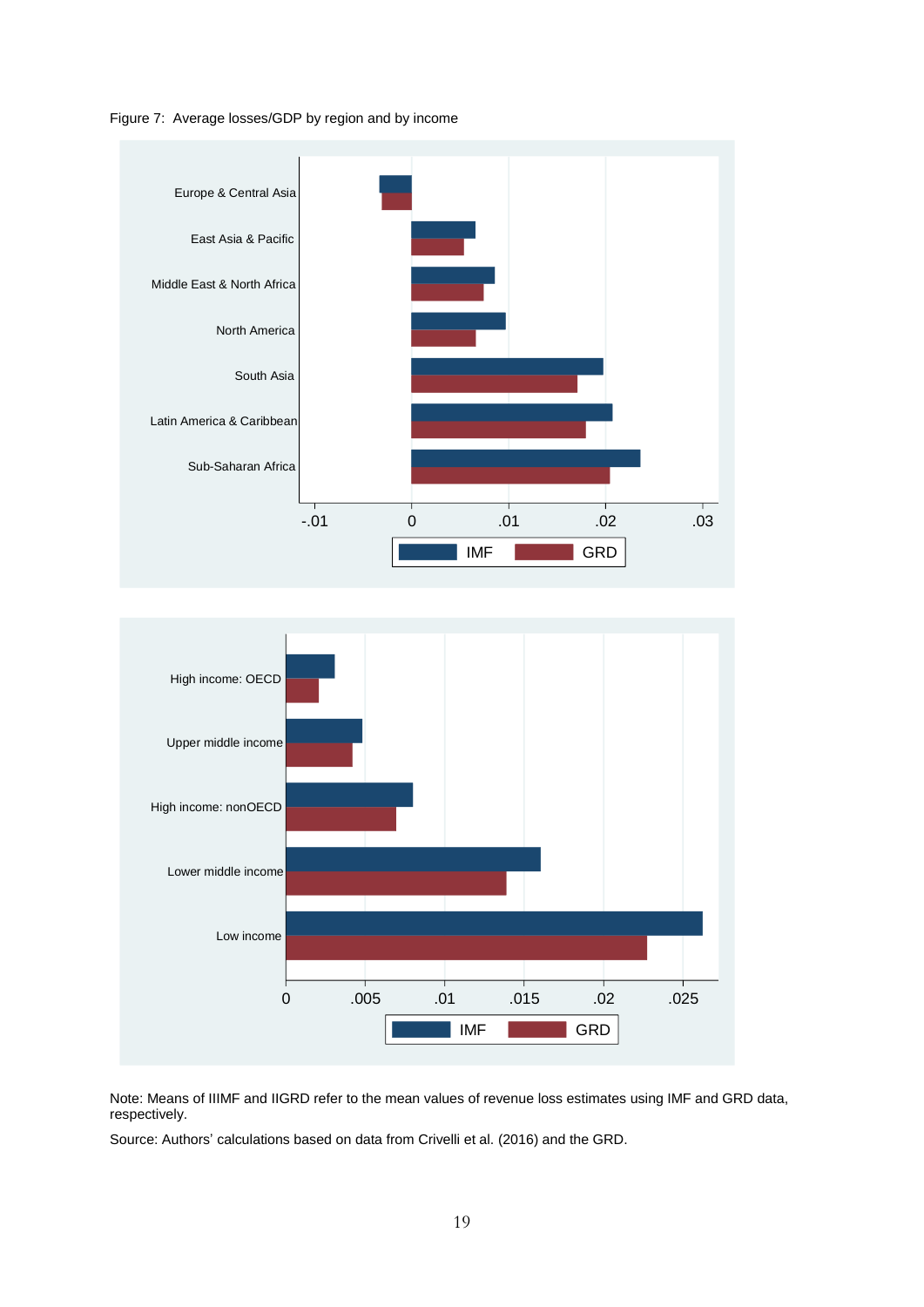Figure 7: Average losses/GDP by region and by income

Note: Means of IIIMF and IIGRD refer to the mean values of revenue loss estimates using IMF and GRD data, respectively.

Source: Authors' calculations based on data from Crivelli et al. (2016) and the GRD.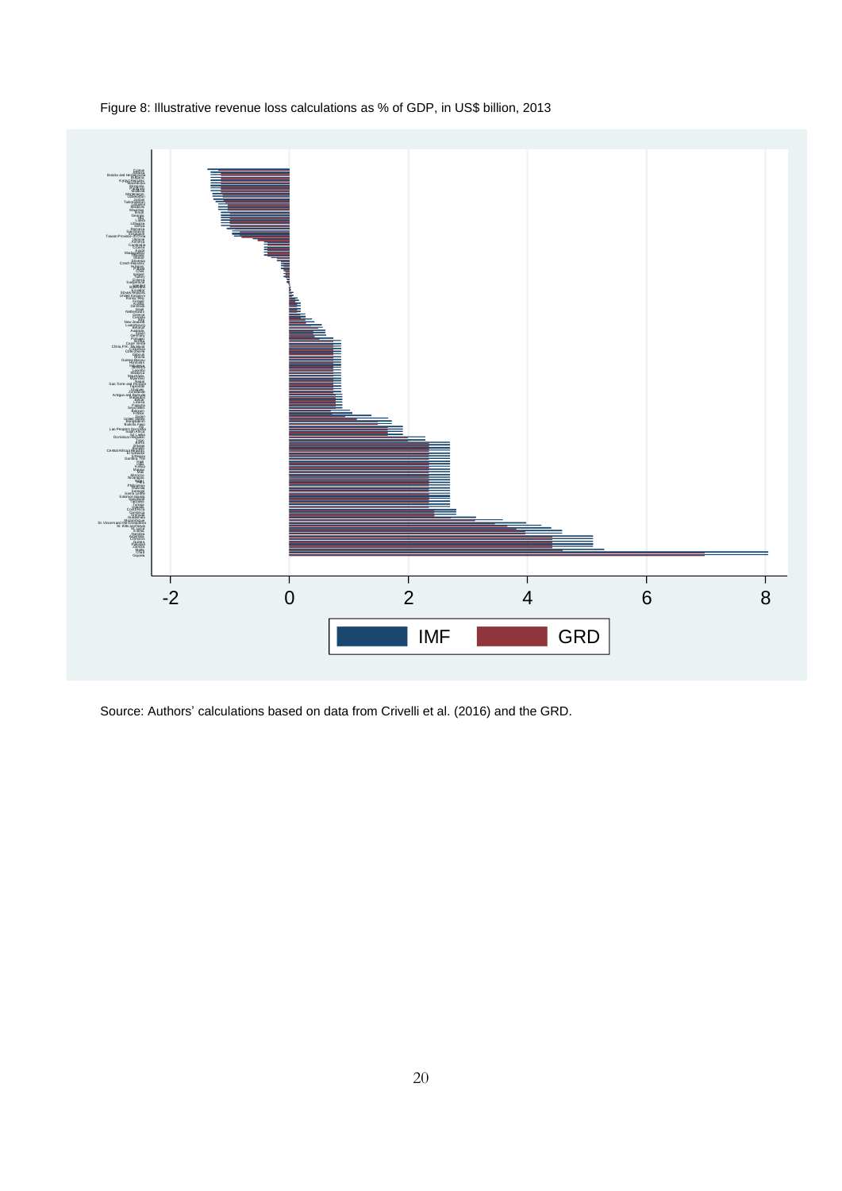Figure 8: Illustrative revenue loss calculations as % of GDP, in US$ billion, 2013

Source: Authors' calculations based on data from Crivelli et al. (2016) and the GRD.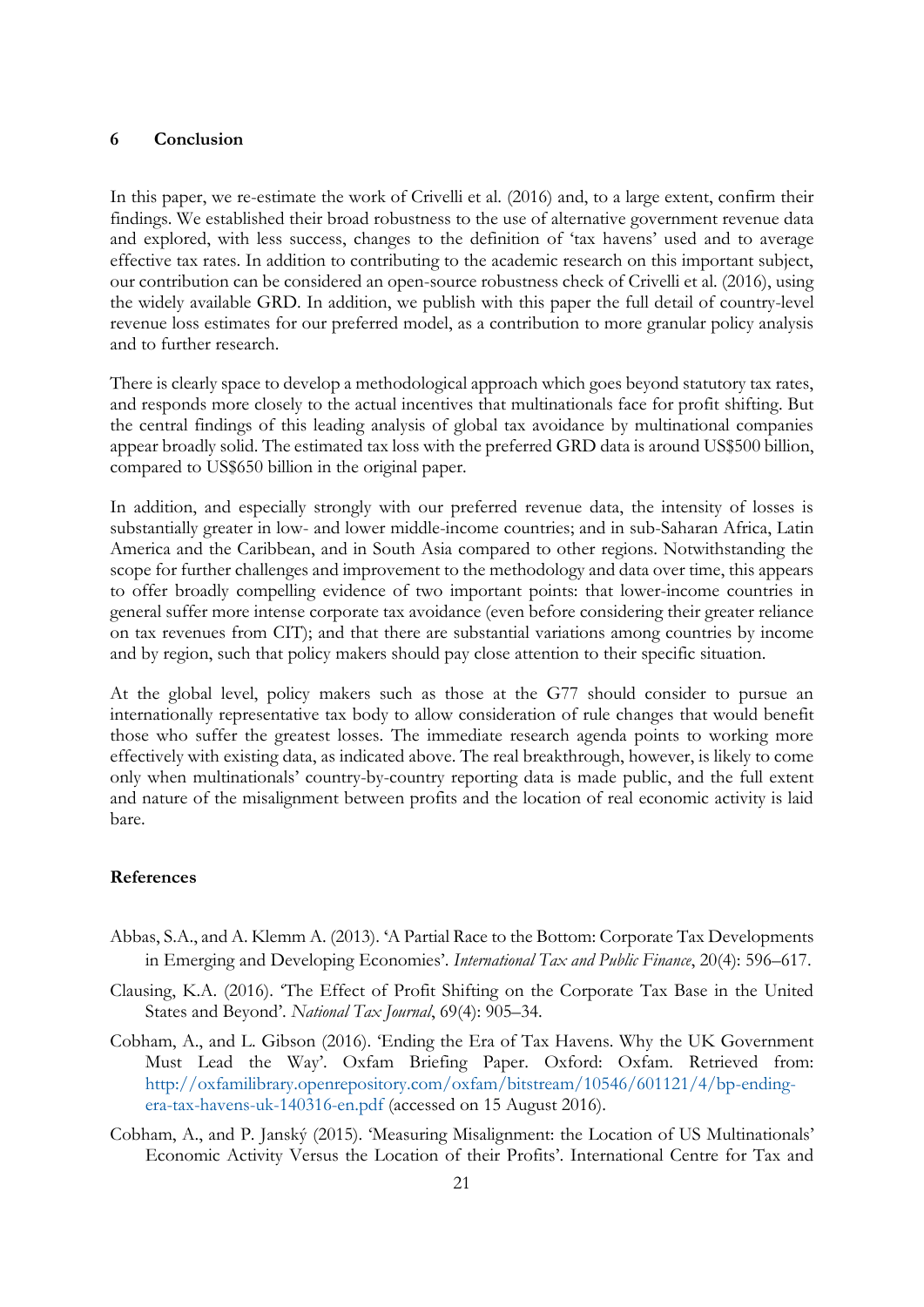## 6 Conclusion

In this paper, we re-estimate the work of Crivelli et al. (2016) and, to a large extent, confirm their findings. We established their broad robustness to the use of alternative government revenue data and explored, with less success, changes to the definition of 'tax havens' used and to average effective tax rates. In addition to contributing to the academic research on this important subject, our contribution can be considered an open-source robustness check of Crivelli et al. (2016), using the widely available GRD. In addition, we publish with this paper the full detail of country-level revenue loss estimates for our preferred model, as a contribution to more granular policy analysis and to further research.

There is clearly space to develop a methodological approach which goes beyond statutory tax rates, and responds more closely to the actual incentives that multinationals face for profit shifting. But the central findings of this leading analysis of global tax avoidance by multinational companies appear broadly solid. The estimated tax loss with the preferred GRD data is around US$500 billion, compared to US$650 billion in the original paper.

In addition, and especially strongly with our preferred revenue data, the intensity of losses is substantially greater in low- and lower middle-income countries; and in sub-Saharan Africa, Latin America and the Caribbean, and in South Asia compared to other regions. Notwithstanding the scope for further challenges and improvement to the methodology and data over time, this appears to offer broadly compelling evidence of two important points: that lower-income countries in general suffer more intense corporate tax avoidance (even before considering their greater reliance on tax revenues from CIT); and that there are substantial variations among countries by income and by region, such that policy makers should pay close attention to their specific situation.

At the global level, policy makers such as those at the G77 should consider to pursue an internationally representative tax body to allow consideration of rule changes that would benefit those who suffer the greatest losses. The immediate research agenda points to working more effectively with existing data, as indicated above. The real breakthrough, however, is likely to come only when multinationals' country-by-country reporting data is made public, and the full extent and nature of the misalignment between profits and the location of real economic activity is laid bare.

### References

Abbas, S.A., and A. Klemm A. (2013). 'A Partial Race to the Bottom: Corporate Tax Developments in Emerging and Developing Economies'. *International Tax and Public Finance*, 20(4): 596–617.

Clausing, K.A. (2016). 'The Effect of Profit Shifting on the Corporate Tax Base in the United States and Beyond'. *National Tax Journal*, 69(4): 905–34.

Cobham, A., and L. Gibson (2016). 'Ending the Era of Tax Havens. Why the UK Government Must Lead the Way'. Oxfam Briefing Paper. Oxford: Oxfam. Retrieved from: http://oxfamilibrary.openrepository.com/oxfam/bitstream/10546/601121/4/bp-ending-era-tax-havens-uk-140316-en.pdf (accessed on 15 August 2016).

Cobham, A., and P. Janský (2015). 'Measuring Misalignment: the Location of US Multinationals' Economic Activity Versus the Location of their Profits'. International Centre for Tax and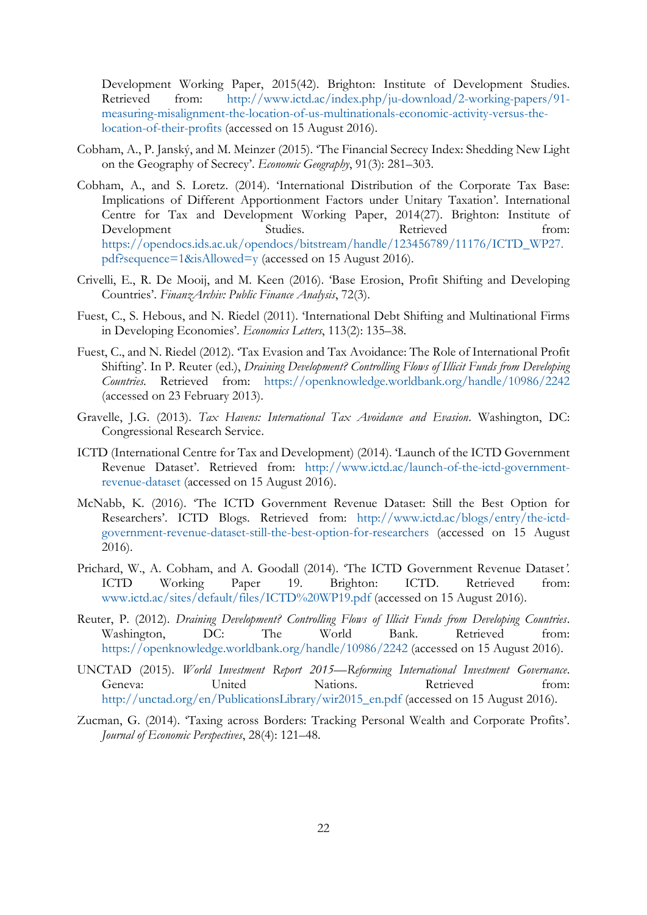Development Working Paper, 2015(42). Brighton: Institute of Development Studies. Retrieved from: http://www.ictd.ac/index.php/ju-download/2-working-papers/91-measuring-misalignment-the-location-of-us-multinationals-economic-activity-versus-the-location-of-their-profits (accessed on 15 August 2016).

Cobham, A., P. Janský, and M. Meinzer (2015). 'The Financial Secrecy Index: Shedding New Light on the Geography of Secrecy'. *Economic Geography*, 91(3): 281–303.

Cobham, A., and S. Loretz. (2014). 'International Distribution of the Corporate Tax Base: Implications of Different Apportionment Factors under Unitary Taxation'. International Centre for Tax and Development Working Paper, 2014(27). Brighton: Institute of Development Studies. Retrieved from: https://opendocs.ids.ac.uk/opendocs/bitstream/handle/123456789/11176/ICTD_WP27.pdf?sequence=1&isAllowed=y (accessed on 15 August 2016).

Crivelli, E., R. De Mooij, and M. Keen (2016). 'Base Erosion, Profit Shifting and Developing Countries'. *FinanzArchiv: Public Finance Analysis*, 72(3).

Fuest, C., S. Hebous, and N. Riedel (2011). 'International Debt Shifting and Multinational Firms in Developing Economies'. *Economics Letters*, 113(2): 135–38.

Fuest, C., and N. Riedel (2012). 'Tax Evasion and Tax Avoidance: The Role of International Profit Shifting'. In P. Reuter (ed.), *Draining Development? Controlling Flows of Illicit Funds from Developing Countries*. Retrieved from: https://openknowledge.worldbank.org/handle/10986/2242 (accessed on 23 February 2013).

Gravelle, J.G. (2013). *Tax Havens: International Tax Avoidance and Evasion*. Washington, DC: Congressional Research Service.

ICTD (International Centre for Tax and Development) (2014). 'Launch of the ICTD Government Revenue Dataset'. Retrieved from: http://www.ictd.ac/launch-of-the-ictd-government-revenue-dataset (accessed on 15 August 2016).

McNabb, K. (2016). 'The ICTD Government Revenue Dataset: Still the Best Option for Researchers'. ICTD Blogs. Retrieved from: http://www.ictd.ac/blogs/entry/the-ictd-government-revenue-dataset-still-the-best-option-for-researchers (accessed on 15 August 2016).

Prichard, W., A. Cobham, and A. Goodall (2014). 'The ICTD Government Revenue Dataset'. ICTD Working Paper 19. Brighton: ICTD. Retrieved from: www.ictd.ac/sites/default/files/ICTD%20WP19.pdf (accessed on 15 August 2016).

Reuter, P. (2012). *Draining Development? Controlling Flows of Illicit Funds from Developing Countries*. Washington, DC: The World Bank. Retrieved from: https://openknowledge.worldbank.org/handle/10986/2242 (accessed on 15 August 2016).

UNCTAD (2015). *World Investment Report 2015—Reforming International Investment Governance*. Geneva: United Nations. Retrieved from: http://unctad.org/en/PublicationsLibrary/wir2015_en.pdf (accessed on 15 August 2016).

Zucman, G. (2014). 'Taxing across Borders: Tracking Personal Wealth and Corporate Profits'. *Journal of Economic Perspectives*, 28(4): 121–48.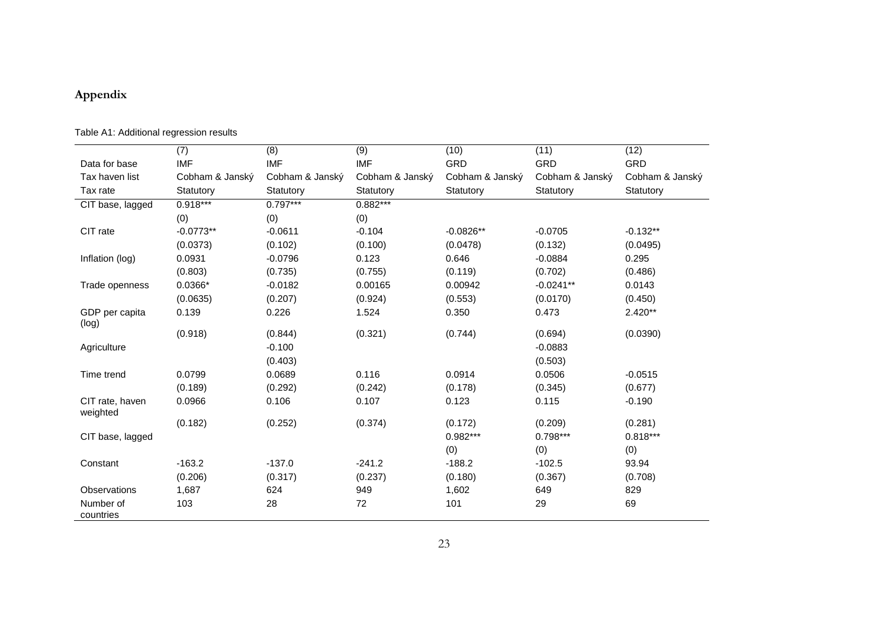## Appendix

Table A1: Additional regression results

| | (7) | (8) | (9) | (10) | (11) | (12) |
|---|---|---|---|---|---|---|
| Data for base | IMF | IMF | IMF | GRD | GRD | GRD |
| Tax haven list | Cobham & Janský | Cobham & Janský | Cobham & Janský | Cobham & Janský | Cobham & Janský | Cobham & Janský |
| Tax rate | Statutory | Statutory | Statutory | Statutory | Statutory | Statutory |
| CIT base, lagged | 0.918*** | 0.797*** | 0.882*** | | | |
| | (0) | (0) | (0) | | | |
| CIT rate | -0.0773** | -0.0611 | -0.104 | -0.0826** | -0.0705 | -0.132** |
| | (0.0373) | (0.102) | (0.100) | (0.0478) | (0.132) | (0.0495) |
| Inflation (log) | 0.0931 | -0.0796 | 0.123 | 0.646 | -0.0884 | 0.295 |
| | (0.803) | (0.735) | (0.755) | (0.119) | (0.702) | (0.486) |
| Trade openness | 0.0366* | -0.0182 | 0.00165 | 0.00942 | -0.0241** | 0.0143 |
| | (0.0635) | (0.207) | (0.924) | (0.553) | (0.0170) | (0.450) |
| GDP per capita (log) | 0.139 | 0.226 | 1.524 | 0.350 | 0.473 | 2.420** |
| | (0.918) | (0.844) | (0.321) | (0.744) | (0.694) | (0.0390) |
| Agriculture | | -0.100 | | | -0.0883 | |
| | | (0.403) | | | (0.503) | |
| Time trend | 0.0799 | 0.0689 | 0.116 | 0.0914 | 0.0506 | -0.0515 |
| | (0.189) | (0.292) | (0.242) | (0.178) | (0.345) | (0.677) |
| CIT rate, haven weighted | 0.0966 | 0.106 | 0.107 | 0.123 | 0.115 | -0.190 |
| | (0.182) | (0.252) | (0.374) | (0.172) | (0.209) | (0.281) |
| CIT base, lagged | | | | 0.982*** | 0.798*** | 0.818*** |
| | | | | (0) | (0) | (0) |
| Constant | -163.2 | -137.0 | -241.2 | -188.2 | -102.5 | 93.94 |
| | (0.206) | (0.317) | (0.237) | (0.180) | (0.367) | (0.708) |
| Observations | 1,687 | 624 | 949 | 1,602 | 649 | 829 |
| Number of countries | 103 | 28 | 72 | 101 | 29 | 69 |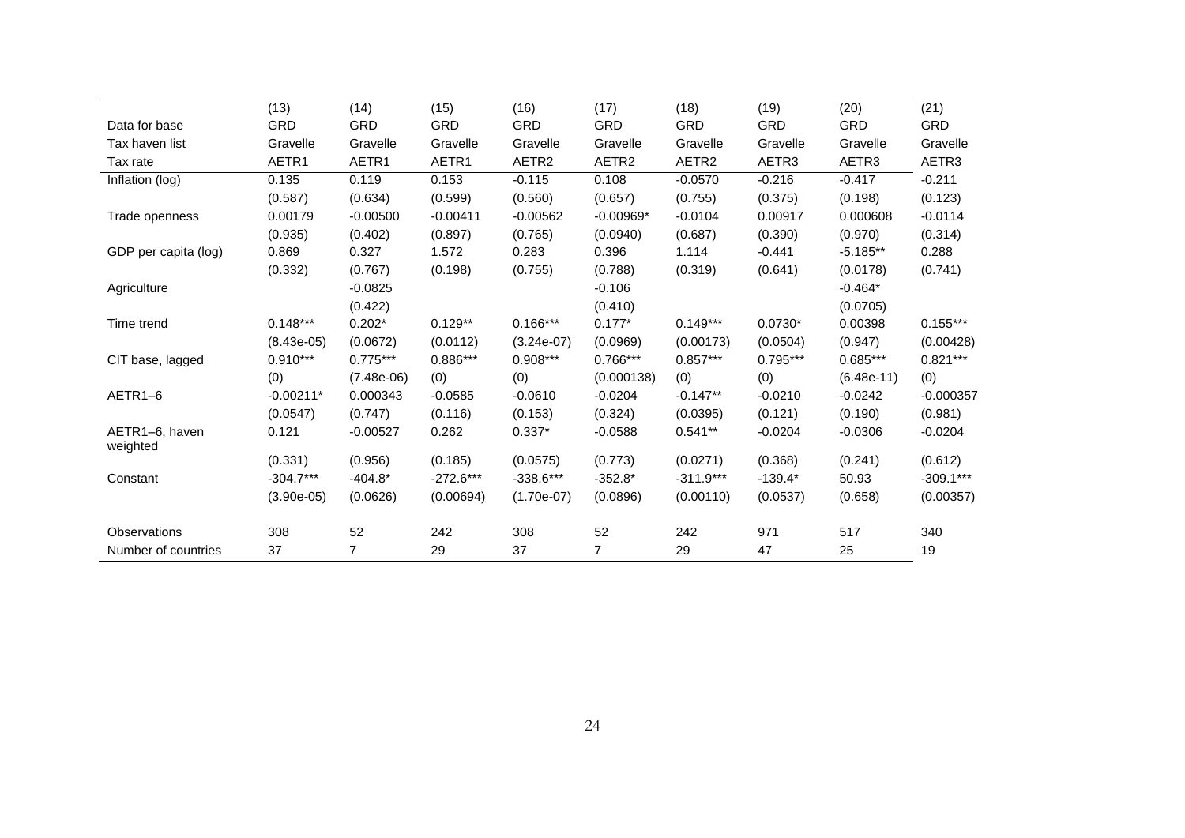| | (13) | (14) | (15) | (16) | (17) | (18) | (19) | (20) | (21) |
|---|---|---|---|---|---|---|---|---|---|
| Data for base | GRD | GRD | GRD | GRD | GRD | GRD | GRD | GRD | GRD |
| Tax haven list | Gravelle | Gravelle | Gravelle | Gravelle | Gravelle | Gravelle | Gravelle | Gravelle | Gravelle |
| Tax rate | AETR1 | AETR1 | AETR1 | AETR2 | AETR2 | AETR2 | AETR3 | AETR3 | AETR3 |
| Inflation (log) | 0.135 | 0.119 | 0.153 | -0.115 | 0.108 | -0.0570 | -0.216 | -0.417 | -0.211 |
| | (0.587) | (0.634) | (0.599) | (0.560) | (0.657) | (0.755) | (0.375) | (0.198) | (0.123) |
| Trade openness | 0.00179 | -0.00500 | -0.00411 | -0.00562 | -0.00969* | -0.0104 | 0.00917 | 0.000608 | -0.0114 |
| | (0.935) | (0.402) | (0.897) | (0.765) | (0.0940) | (0.687) | (0.390) | (0.970) | (0.314) |
| GDP per capita (log) | 0.869 | 0.327 | 1.572 | 0.283 | 0.396 | 1.114 | -0.441 | -5.185** | 0.288 |
| | (0.332) | (0.767) | (0.198) | (0.755) | (0.788) | (0.319) | (0.641) | (0.0178) | (0.741) |
| Agriculture | | -0.0825 | | | -0.106 | | | -0.464* | |
| | | (0.422) | | | (0.410) | | | (0.0705) | |
| Time trend | 0.148*** | 0.202* | 0.129** | 0.166*** | 0.177* | 0.149*** | 0.0730* | 0.00398 | 0.155*** |
| | (8.43e-05) | (0.0672) | (0.0112) | (3.24e-07) | (0.0969) | (0.00173) | (0.0504) | (0.947) | (0.00428) |
| CIT base, lagged | 0.910*** | 0.775*** | 0.886*** | 0.908*** | 0.766*** | 0.857*** | 0.795*** | 0.685*** | 0.821*** |
| | (0) | (7.48e-06) | (0) | (0) | (0.000138) | (0) | (0) | (6.48e-11) | (0) |
| AETR1–6 | -0.00211* | 0.000343 | -0.0585 | -0.0610 | -0.0204 | -0.147** | -0.0210 | -0.0242 | -0.000357 |
| | (0.0547) | (0.747) | (0.116) | (0.153) | (0.324) | (0.0395) | (0.121) | (0.190) | (0.981) |
| AETR1–6, haven weighted | 0.121 | -0.00527 | 0.262 | 0.337* | -0.0588 | 0.541** | -0.0204 | -0.0306 | -0.0204 |
| | (0.331) | (0.956) | (0.185) | (0.0575) | (0.773) | (0.0271) | (0.368) | (0.241) | (0.612) |
| Constant | -304.7*** | -404.8* | -272.6*** | -338.6*** | -352.8* | -311.9*** | -139.4* | 50.93 | -309.1*** |
| | (3.90e-05) | (0.0626) | (0.00694) | (1.70e-07) | (0.0896) | (0.00110) | (0.0537) | (0.658) | (0.00357) |
| Observations | 308 | 52 | 242 | 308 | 52 | 242 | 971 | 517 | 340 |
| Number of countries | 37 | 7 | 29 | 37 | 7 | 29 | 47 | 25 | 19 |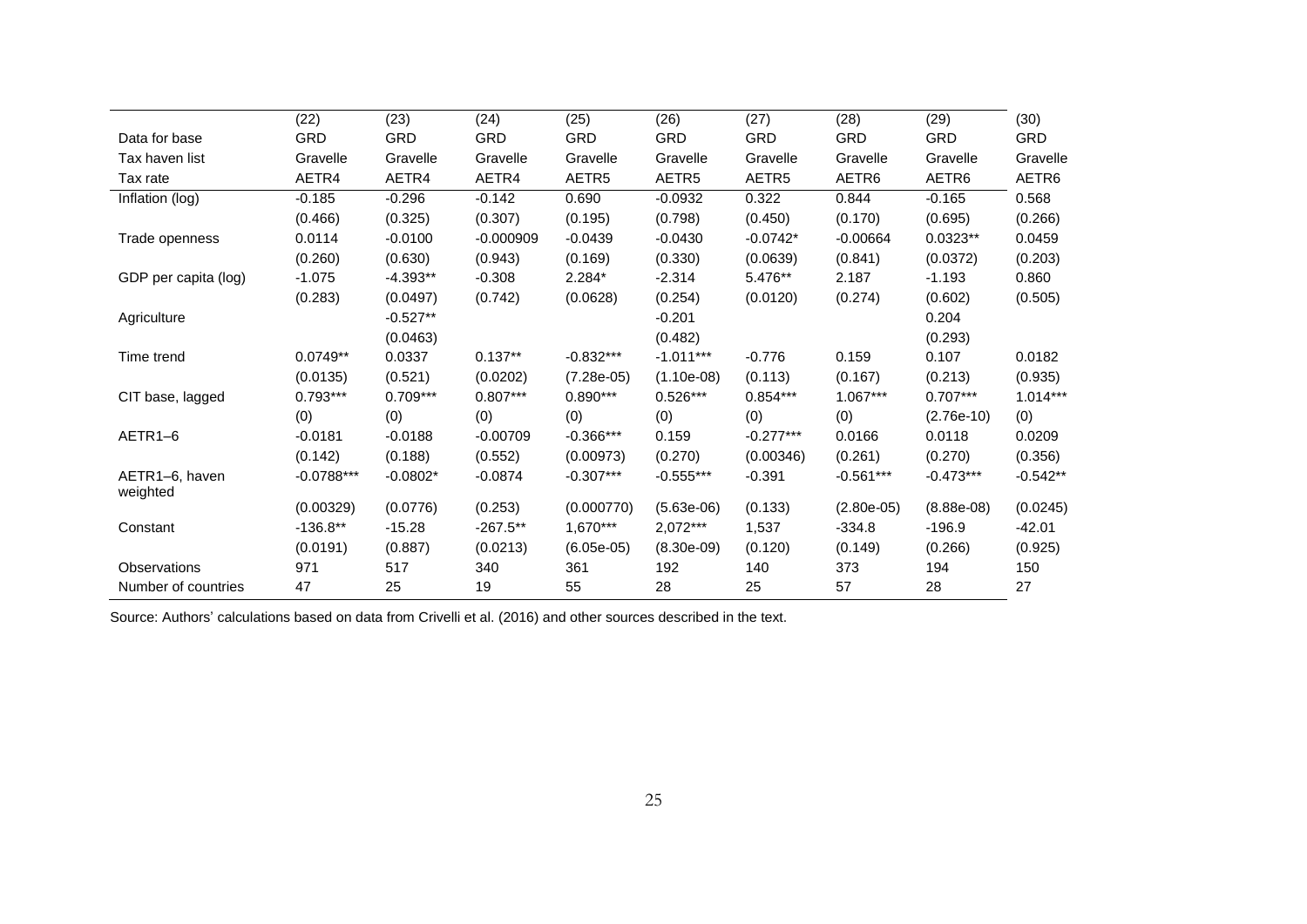|  | (22) | (23) | (24) | (25) | (26) | (27) | (28) | (29) | (30) |
|---|---|---|---|---|---|---|---|---|---|
| Data for base | GRD | GRD | GRD | GRD | GRD | GRD | GRD | GRD | GRD |
| Tax haven list | Gravelle | Gravelle | Gravelle | Gravelle | Gravelle | Gravelle | Gravelle | Gravelle | Gravelle |
| Tax rate | AETR4 | AETR4 | AETR4 | AETR5 | AETR5 | AETR5 | AETR6 | AETR6 | AETR6 |
| Inflation (log) | -0.185 | -0.296 | -0.142 | 0.690 | -0.0932 | 0.322 | 0.844 | -0.165 | 0.568 |
|  | (0.466) | (0.325) | (0.307) | (0.195) | (0.798) | (0.450) | (0.170) | (0.695) | (0.266) |
| Trade openness | 0.0114 | -0.0100 | -0.000909 | -0.0439 | -0.0430 | -0.0742* | -0.00664 | 0.0323** | 0.0459 |
|  | (0.260) | (0.630) | (0.943) | (0.169) | (0.330) | (0.0639) | (0.841) | (0.0372) | (0.203) |
| GDP per capita (log) | -1.075 | -4.393** | -0.308 | 2.284* | -2.314 | 5.476** | 2.187 | -1.193 | 0.860 |
|  | (0.283) | (0.0497) | (0.742) | (0.0628) | (0.254) | (0.0120) | (0.274) | (0.602) | (0.505) |
| Agriculture |  | -0.527** |  |  | -0.201 |  |  | 0.204 |  |
|  |  | (0.0463) |  |  | (0.482) |  |  | (0.293) |  |
| Time trend | 0.0749** | 0.0337 | 0.137** | -0.832*** | -1.011*** | -0.776 | 0.159 | 0.107 | 0.0182 |
|  | (0.0135) | (0.521) | (0.0202) | (7.28e-05) | (1.10e-08) | (0.113) | (0.167) | (0.213) | (0.935) |
| CIT base, lagged | 0.793*** | 0.709*** | 0.807*** | 0.890*** | 0.526*** | 0.854*** | 1.067*** | 0.707*** | 1.014*** |
|  | (0) | (0) | (0) | (0) | (0) | (0) | (0) | (2.76e-10) | (0) |
| AETR1–6 | -0.0181 | -0.0188 | -0.00709 | -0.366*** | 0.159 | -0.277*** | 0.0166 | 0.0118 | 0.0209 |
|  | (0.142) | (0.188) | (0.552) | (0.00973) | (0.270) | (0.00346) | (0.261) | (0.270) | (0.356) |
| AETR1–6, haven weighted | -0.0788*** | -0.0802* | -0.0874 | -0.307*** | -0.555*** | -0.391 | -0.561*** | -0.473*** | -0.542** |
|  | (0.00329) | (0.0776) | (0.253) | (0.000770) | (5.63e-06) | (0.133) | (2.80e-05) | (8.88e-08) | (0.0245) |
| Constant | -136.8** | -15.28 | -267.5** | 1,670*** | 2,072*** | 1,537 | -334.8 | -196.9 | -42.01 |
|  | (0.0191) | (0.887) | (0.0213) | (6.05e-05) | (8.30e-09) | (0.120) | (0.149) | (0.266) | (0.925) |
| Observations | 971 | 517 | 340 | 361 | 192 | 140 | 373 | 194 | 150 |
| Number of countries | 47 | 25 | 19 | 55 | 28 | 25 | 57 | 28 | 27 |

Source: Authors' calculations based on data from Crivelli et al. (2016) and other sources described in the text.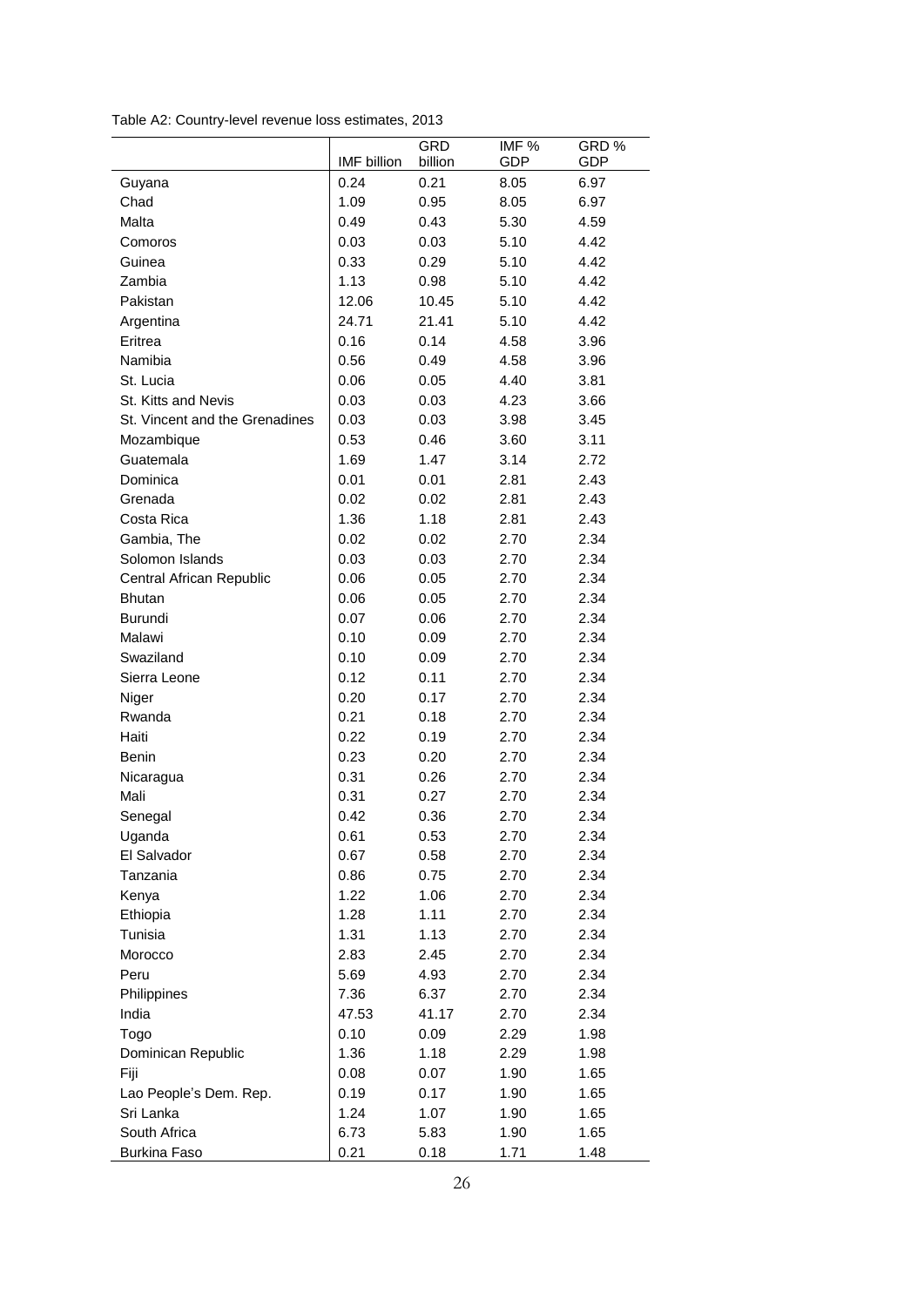Table A2: Country-level revenue loss estimates, 2013

| | IMF billion | GRD billion | IMF % GDP | GRD % GDP |
|---|---|---|---|---|
| Guyana | 0.24 | 0.21 | 8.05 | 6.97 |
| Chad | 1.09 | 0.95 | 8.05 | 6.97 |
| Malta | 0.49 | 0.43 | 5.30 | 4.59 |
| Comoros | 0.03 | 0.03 | 5.10 | 4.42 |
| Guinea | 0.33 | 0.29 | 5.10 | 4.42 |
| Zambia | 1.13 | 0.98 | 5.10 | 4.42 |
| Pakistan | 12.06 | 10.45 | 5.10 | 4.42 |
| Argentina | 24.71 | 21.41 | 5.10 | 4.42 |
| Eritrea | 0.16 | 0.14 | 4.58 | 3.96 |
| Namibia | 0.56 | 0.49 | 4.58 | 3.96 |
| St. Lucia | 0.06 | 0.05 | 4.40 | 3.81 |
| St. Kitts and Nevis | 0.03 | 0.03 | 4.23 | 3.66 |
| St. Vincent and the Grenadines | 0.03 | 0.03 | 3.98 | 3.45 |
| Mozambique | 0.53 | 0.46 | 3.60 | 3.11 |
| Guatemala | 1.69 | 1.47 | 3.14 | 2.72 |
| Dominica | 0.01 | 0.01 | 2.81 | 2.43 |
| Grenada | 0.02 | 0.02 | 2.81 | 2.43 |
| Costa Rica | 1.36 | 1.18 | 2.81 | 2.43 |
| Gambia, The | 0.02 | 0.02 | 2.70 | 2.34 |
| Solomon Islands | 0.03 | 0.03 | 2.70 | 2.34 |
| Central African Republic | 0.06 | 0.05 | 2.70 | 2.34 |
| Bhutan | 0.06 | 0.05 | 2.70 | 2.34 |
| Burundi | 0.07 | 0.06 | 2.70 | 2.34 |
| Malawi | 0.10 | 0.09 | 2.70 | 2.34 |
| Swaziland | 0.10 | 0.09 | 2.70 | 2.34 |
| Sierra Leone | 0.12 | 0.11 | 2.70 | 2.34 |
| Niger | 0.20 | 0.17 | 2.70 | 2.34 |
| Rwanda | 0.21 | 0.18 | 2.70 | 2.34 |
| Haiti | 0.22 | 0.19 | 2.70 | 2.34 |
| Benin | 0.23 | 0.20 | 2.70 | 2.34 |
| Nicaragua | 0.31 | 0.26 | 2.70 | 2.34 |
| Mali | 0.31 | 0.27 | 2.70 | 2.34 |
| Senegal | 0.42 | 0.36 | 2.70 | 2.34 |
| Uganda | 0.61 | 0.53 | 2.70 | 2.34 |
| El Salvador | 0.67 | 0.58 | 2.70 | 2.34 |
| Tanzania | 0.86 | 0.75 | 2.70 | 2.34 |
| Kenya | 1.22 | 1.06 | 2.70 | 2.34 |
| Ethiopia | 1.28 | 1.11 | 2.70 | 2.34 |
| Tunisia | 1.31 | 1.13 | 2.70 | 2.34 |
| Morocco | 2.83 | 2.45 | 2.70 | 2.34 |
| Peru | 5.69 | 4.93 | 2.70 | 2.34 |
| Philippines | 7.36 | 6.37 | 2.70 | 2.34 |
| India | 47.53 | 41.17 | 2.70 | 2.34 |
| Togo | 0.10 | 0.09 | 2.29 | 1.98 |
| Dominican Republic | 1.36 | 1.18 | 2.29 | 1.98 |
| Fiji | 0.08 | 0.07 | 1.90 | 1.65 |
| Lao People's Dem. Rep. | 0.19 | 0.17 | 1.90 | 1.65 |
| Sri Lanka | 1.24 | 1.07 | 1.90 | 1.65 |
| South Africa | 6.73 | 5.83 | 1.90 | 1.65 |
| Burkina Faso | 0.21 | 0.18 | 1.71 | 1.48 |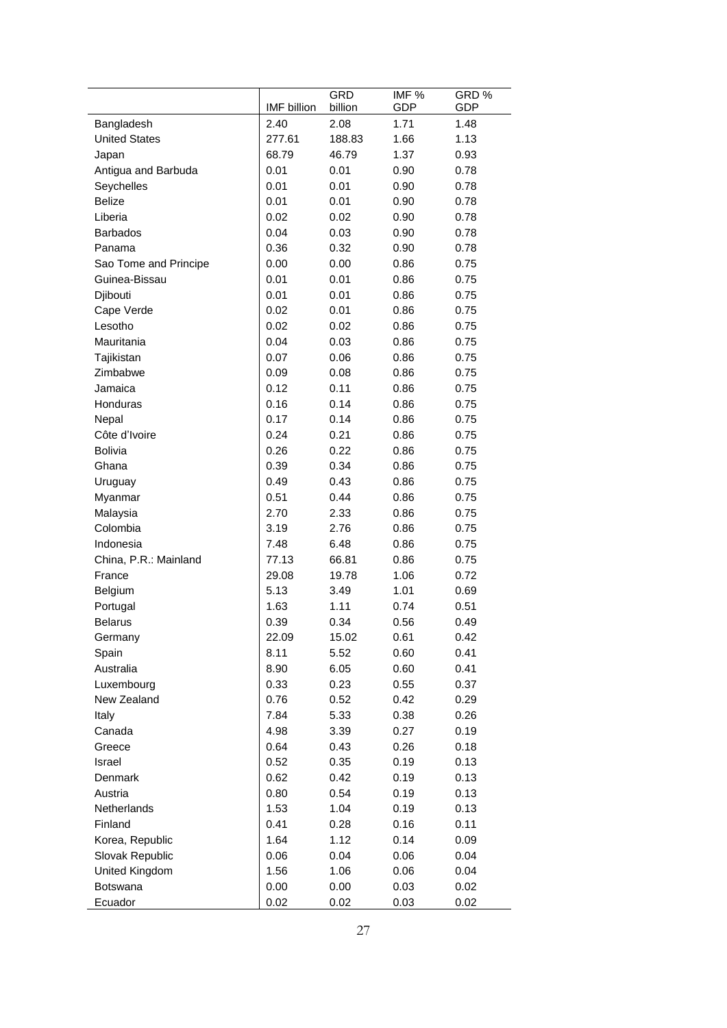| | IMF billion | GRD billion | IMF % GDP | GRD % GDP |
|---|---|---|---|---|
| Bangladesh | 2.40 | 2.08 | 1.71 | 1.48 |
| United States | 277.61 | 188.83 | 1.66 | 1.13 |
| Japan | 68.79 | 46.79 | 1.37 | 0.93 |
| Antigua and Barbuda | 0.01 | 0.01 | 0.90 | 0.78 |
| Seychelles | 0.01 | 0.01 | 0.90 | 0.78 |
| Belize | 0.01 | 0.01 | 0.90 | 0.78 |
| Liberia | 0.02 | 0.02 | 0.90 | 0.78 |
| Barbados | 0.04 | 0.03 | 0.90 | 0.78 |
| Panama | 0.36 | 0.32 | 0.90 | 0.78 |
| Sao Tome and Principe | 0.00 | 0.00 | 0.86 | 0.75 |
| Guinea-Bissau | 0.01 | 0.01 | 0.86 | 0.75 |
| Djibouti | 0.01 | 0.01 | 0.86 | 0.75 |
| Cape Verde | 0.02 | 0.01 | 0.86 | 0.75 |
| Lesotho | 0.02 | 0.02 | 0.86 | 0.75 |
| Mauritania | 0.04 | 0.03 | 0.86 | 0.75 |
| Tajikistan | 0.07 | 0.06 | 0.86 | 0.75 |
| Zimbabwe | 0.09 | 0.08 | 0.86 | 0.75 |
| Jamaica | 0.12 | 0.11 | 0.86 | 0.75 |
| Honduras | 0.16 | 0.14 | 0.86 | 0.75 |
| Nepal | 0.17 | 0.14 | 0.86 | 0.75 |
| Côte d'Ivoire | 0.24 | 0.21 | 0.86 | 0.75 |
| Bolivia | 0.26 | 0.22 | 0.86 | 0.75 |
| Ghana | 0.39 | 0.34 | 0.86 | 0.75 |
| Uruguay | 0.49 | 0.43 | 0.86 | 0.75 |
| Myanmar | 0.51 | 0.44 | 0.86 | 0.75 |
| Malaysia | 2.70 | 2.33 | 0.86 | 0.75 |
| Colombia | 3.19 | 2.76 | 0.86 | 0.75 |
| Indonesia | 7.48 | 6.48 | 0.86 | 0.75 |
| China, P.R.: Mainland | 77.13 | 66.81 | 0.86 | 0.75 |
| France | 29.08 | 19.78 | 1.06 | 0.72 |
| Belgium | 5.13 | 3.49 | 1.01 | 0.69 |
| Portugal | 1.63 | 1.11 | 0.74 | 0.51 |
| Belarus | 0.39 | 0.34 | 0.56 | 0.49 |
| Germany | 22.09 | 15.02 | 0.61 | 0.42 |
| Spain | 8.11 | 5.52 | 0.60 | 0.41 |
| Australia | 8.90 | 6.05 | 0.60 | 0.41 |
| Luxembourg | 0.33 | 0.23 | 0.55 | 0.37 |
| New Zealand | 0.76 | 0.52 | 0.42 | 0.29 |
| Italy | 7.84 | 5.33 | 0.38 | 0.26 |
| Canada | 4.98 | 3.39 | 0.27 | 0.19 |
| Greece | 0.64 | 0.43 | 0.26 | 0.18 |
| Israel | 0.52 | 0.35 | 0.19 | 0.13 |
| Denmark | 0.62 | 0.42 | 0.19 | 0.13 |
| Austria | 0.80 | 0.54 | 0.19 | 0.13 |
| Netherlands | 1.53 | 1.04 | 0.19 | 0.13 |
| Finland | 0.41 | 0.28 | 0.16 | 0.11 |
| Korea, Republic | 1.64 | 1.12 | 0.14 | 0.09 |
| Slovak Republic | 0.06 | 0.04 | 0.06 | 0.04 |
| United Kingdom | 1.56 | 1.06 | 0.06 | 0.04 |
| Botswana | 0.00 | 0.00 | 0.03 | 0.02 |
| Ecuador | 0.02 | 0.02 | 0.03 | 0.02 |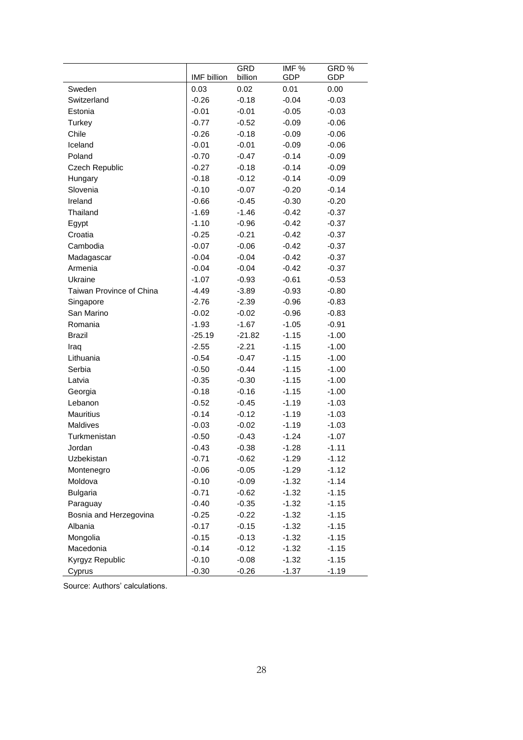| | IMF billion | GRD billion | IMF % GDP | GRD % GDP |
|---|---|---|---|---|
| Sweden | 0.03 | 0.02 | 0.01 | 0.00 |
| Switzerland | -0.26 | -0.18 | -0.04 | -0.03 |
| Estonia | -0.01 | -0.01 | -0.05 | -0.03 |
| Turkey | -0.77 | -0.52 | -0.09 | -0.06 |
| Chile | -0.26 | -0.18 | -0.09 | -0.06 |
| Iceland | -0.01 | -0.01 | -0.09 | -0.06 |
| Poland | -0.70 | -0.47 | -0.14 | -0.09 |
| Czech Republic | -0.27 | -0.18 | -0.14 | -0.09 |
| Hungary | -0.18 | -0.12 | -0.14 | -0.09 |
| Slovenia | -0.10 | -0.07 | -0.20 | -0.14 |
| Ireland | -0.66 | -0.45 | -0.30 | -0.20 |
| Thailand | -1.69 | -1.46 | -0.42 | -0.37 |
| Egypt | -1.10 | -0.96 | -0.42 | -0.37 |
| Croatia | -0.25 | -0.21 | -0.42 | -0.37 |
| Cambodia | -0.07 | -0.06 | -0.42 | -0.37 |
| Madagascar | -0.04 | -0.04 | -0.42 | -0.37 |
| Armenia | -0.04 | -0.04 | -0.42 | -0.37 |
| Ukraine | -1.07 | -0.93 | -0.61 | -0.53 |
| Taiwan Province of China | -4.49 | -3.89 | -0.93 | -0.80 |
| Singapore | -2.76 | -2.39 | -0.96 | -0.83 |
| San Marino | -0.02 | -0.02 | -0.96 | -0.83 |
| Romania | -1.93 | -1.67 | -1.05 | -0.91 |
| Brazil | -25.19 | -21.82 | -1.15 | -1.00 |
| Iraq | -2.55 | -2.21 | -1.15 | -1.00 |
| Lithuania | -0.54 | -0.47 | -1.15 | -1.00 |
| Serbia | -0.50 | -0.44 | -1.15 | -1.00 |
| Latvia | -0.35 | -0.30 | -1.15 | -1.00 |
| Georgia | -0.18 | -0.16 | -1.15 | -1.00 |
| Lebanon | -0.52 | -0.45 | -1.19 | -1.03 |
| Mauritius | -0.14 | -0.12 | -1.19 | -1.03 |
| Maldives | -0.03 | -0.02 | -1.19 | -1.03 |
| Turkmenistan | -0.50 | -0.43 | -1.24 | -1.07 |
| Jordan | -0.43 | -0.38 | -1.28 | -1.11 |
| Uzbekistan | -0.71 | -0.62 | -1.29 | -1.12 |
| Montenegro | -0.06 | -0.05 | -1.29 | -1.12 |
| Moldova | -0.10 | -0.09 | -1.32 | -1.14 |
| Bulgaria | -0.71 | -0.62 | -1.32 | -1.15 |
| Paraguay | -0.40 | -0.35 | -1.32 | -1.15 |
| Bosnia and Herzegovina | -0.25 | -0.22 | -1.32 | -1.15 |
| Albania | -0.17 | -0.15 | -1.32 | -1.15 |
| Mongolia | -0.15 | -0.13 | -1.32 | -1.15 |
| Macedonia | -0.14 | -0.12 | -1.32 | -1.15 |
| Kyrgyz Republic | -0.10 | -0.08 | -1.32 | -1.15 |
| Cyprus | -0.30 | -0.26 | -1.37 | -1.19 |

Source: Authors' calculations.